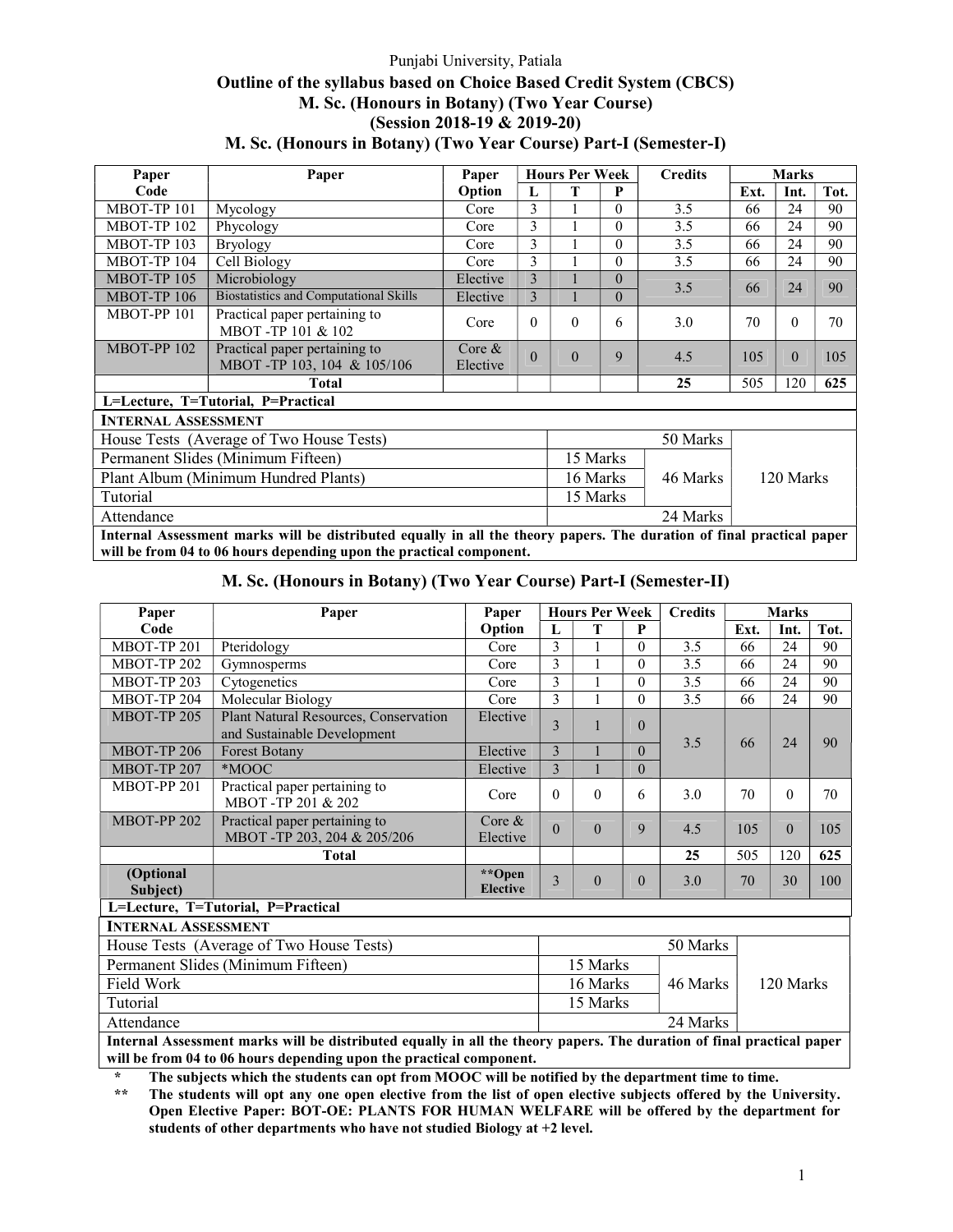Punjabi University, Patiala

# Outline of the syllabus based on Choice Based Credit System (CBCS)
## M. Sc. (Honours in Botany) (Two Year Course)
## (Session 2018-19 & 2019-20)
## M. Sc. (Honours in Botany) (Two Year Course) Part-I (Semester-I)

| Paper Code | Paper | Paper Option | Hours Per Week | | | Credits | Marks | | |
|---|---|---|---|---|---|---|---|---|---|
| | | | L | T | P | | Ext. | Int. | Tot. |
| MBOT-TP 101 | Mycology | Core | 3 | 1 | 0 | 3.5 | 66 | 24 | 90 |
| MBOT-TP 102 | Phycology | Core | 3 | 1 | 0 | 3.5 | 66 | 24 | 90 |
| MBOT-TP 103 | Bryology | Core | 3 | 1 | 0 | 3.5 | 66 | 24 | 90 |
| MBOT-TP 104 | Cell Biology | Core | 3 | 1 | 0 | 3.5 | 66 | 24 | 90 |
| MBOT-TP 105 | Microbiology | Elective | 3 | 1 | 0 | 3.5 | 66 | 24 | 90 |
| MBOT-TP 106 | Biostatistics and Computational Skills | Elective | 3 | 1 | 0 | | | | |
| MBOT-PP 101 | Practical paper pertaining to MBOT -TP 101 & 102 | Core | 0 | 0 | 6 | 3.0 | 70 | 0 | 70 |
| MBOT-PP 102 | Practical paper pertaining to MBOT -TP 103, 104 & 105/106 | Core & Elective | 0 | 0 | 9 | 4.5 | 105 | 0 | 105 |
| | **Total** | | | | | **25** | 505 | 120 | **625** |

**L=Lecture, T=Tutorial, P=Practical**

| **INTERNAL ASSESSMENT** | | | |
|---|---|---|---|
| House Tests (Average of Two House Tests) | 50 Marks | | 120 Marks |
| Permanent Slides (Minimum Fifteen) | 15 Marks | 46 Marks | |
| Plant Album (Minimum Hundred Plants) | 16 Marks | | |
| Tutorial | 15 Marks | | |
| Attendance | 24 Marks | | |

**Internal Assessment marks will be distributed equally in all the theory papers. The duration of final practical paper will be from 04 to 06 hours depending upon the practical component.**

## M. Sc. (Honours in Botany) (Two Year Course) Part-I (Semester-II)

| Paper Code | Paper | Paper Option | Hours Per Week | | | Credits | Marks | | |
|---|---|---|---|---|---|---|---|---|---|
| | | | L | T | P | | Ext. | Int. | Tot. |
| MBOT-TP 201 | Pteridology | Core | 3 | 1 | 0 | 3.5 | 66 | 24 | 90 |
| MBOT-TP 202 | Gymnosperms | Core | 3 | 1 | 0 | 3.5 | 66 | 24 | 90 |
| MBOT-TP 203 | Cytogenetics | Core | 3 | 1 | 0 | 3.5 | 66 | 24 | 90 |
| MBOT-TP 204 | Molecular Biology | Core | 3 | 1 | 0 | 3.5 | 66 | 24 | 90 |
| MBOT-TP 205 | Plant Natural Resources, Conservation and Sustainable Development | Elective | 3 | 1 | 0 | 3.5 | 66 | 24 | 90 |
| MBOT-TP 206 | Forest Botany | Elective | 3 | 1 | 0 | | | | |
| MBOT-TP 207 | *MOOC | Elective | 3 | 1 | 0 | | | | |
| MBOT-PP 201 | Practical paper pertaining to MBOT -TP 201 & 202 | Core | 0 | 0 | 6 | 3.0 | 70 | 0 | 70 |
| MBOT-PP 202 | Practical paper pertaining to MBOT -TP 203, 204 & 205/206 | Core & Elective | 0 | 0 | 9 | 4.5 | 105 | 0 | 105 |
| | **Total** | | | | | **25** | 505 | 120 | **625** |
| **(Optional Subject)** | | **\*\*Open Elective** | 3 | 0 | 0 | 3.0 | 70 | 30 | 100 |

**L=Lecture, T=Tutorial, P=Practical**

| **INTERNAL ASSESSMENT** | | | |
|---|---|---|---|
| House Tests (Average of Two House Tests) | 50 Marks | | 120 Marks |
| Permanent Slides (Minimum Fifteen) | 15 Marks | 46 Marks | |
| Field Work | 16 Marks | | |
| Tutorial | 15 Marks | | |
| Attendance | 24 Marks | | |

**Internal Assessment marks will be distributed equally in all the theory papers. The duration of final practical paper will be from 04 to 06 hours depending upon the practical component.**

**\* The subjects which the students can opt from MOOC will be notified by the department time to time.**

**\*\* The students will opt any one open elective from the list of open elective subjects offered by the University. Open Elective Paper: BOT-OE: PLANTS FOR HUMAN WELFARE will be offered by the department for students of other departments who have not studied Biology at +2 level.**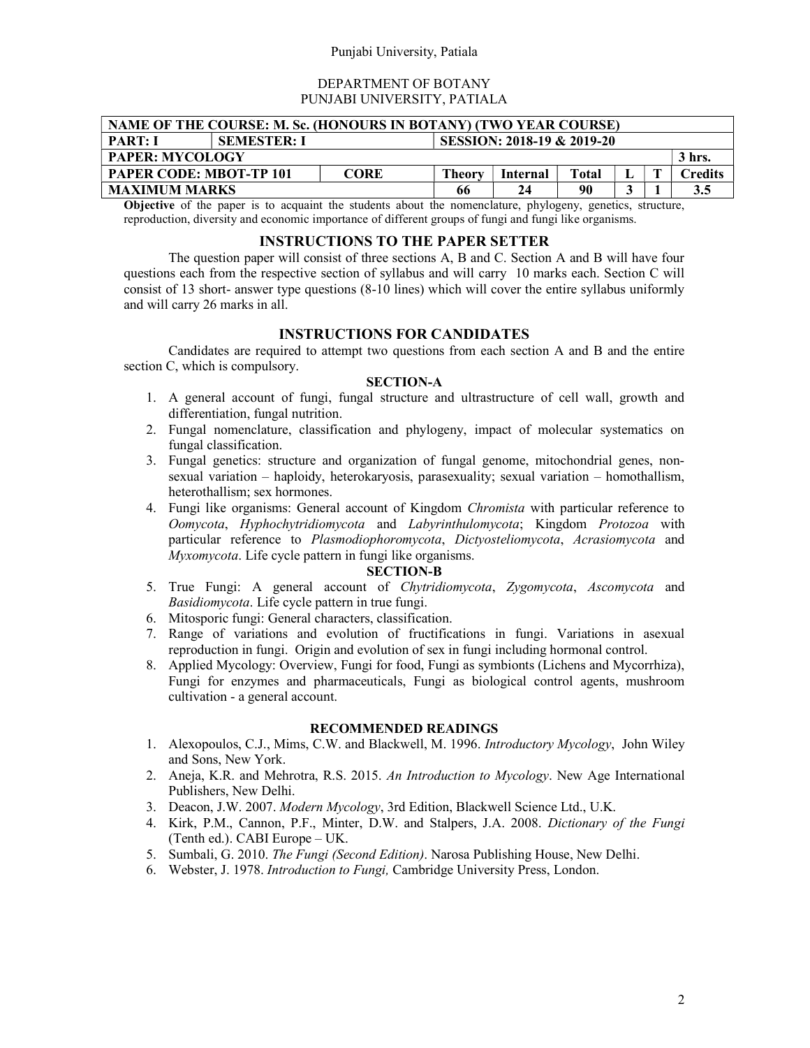DEPARTMENT OF BOTANY
PUNJABI UNIVERSITY, PATIALA

| NAME OF THE COURSE: M. Sc. (HONOURS IN BOTANY) (TWO YEAR COURSE) | | | | | | | | |
|---|---|---|---|---|---|---|---|---|
| **PART: I** | **SEMESTER: I** | | **SESSION: 2018-19 & 2019-20** | | | | | |
| **PAPER: MYCOLOGY** | | | | | | | | **3 hrs.** |
| **PAPER CODE: MBOT-TP 101** | | **CORE** | **Theory** | **Internal** | **Total** | **L** | **T** | **Credits** |
| **MAXIMUM MARKS** | | | **66** | **24** | **90** | **3** | **1** | **3.5** |

**Objective** of the paper is to acquaint the students about the nomenclature, phylogeny, genetics, structure, reproduction, diversity and economic importance of different groups of fungi and fungi like organisms.

## INSTRUCTIONS TO THE PAPER SETTER

The question paper will consist of three sections A, B and C. Section A and B will have four questions each from the respective section of syllabus and will carry 10 marks each. Section C will consist of 13 short- answer type questions (8-10 lines) which will cover the entire syllabus uniformly and will carry 26 marks in all.

## INSTRUCTIONS FOR CANDIDATES

Candidates are required to attempt two questions from each section A and B and the entire section C, which is compulsory.

### SECTION-A

1. A general account of fungi, fungal structure and ultrastructure of cell wall, growth and differentiation, fungal nutrition.
2. Fungal nomenclature, classification and phylogeny, impact of molecular systematics on fungal classification.
3. Fungal genetics: structure and organization of fungal genome, mitochondrial genes, non-sexual variation – haploidy, heterokaryosis, parasexuality; sexual variation – homothallism, heterothallism; sex hormones.
4. Fungi like organisms: General account of Kingdom *Chromista* with particular reference to *Oomycota*, *Hyphochytridiomycota* and *Labyrinthulomycota*; Kingdom *Protozoa* with particular reference to *Plasmodiophoromycota*, *Dictyosteliomycota*, *Acrasiomycota* and *Myxomycota*. Life cycle pattern in fungi like organisms.

### SECTION-B

5. True Fungi: A general account of *Chytridiomycota*, *Zygomycota*, *Ascomycota* and *Basidiomycota*. Life cycle pattern in true fungi.
6. Mitosporic fungi: General characters, classification.
7. Range of variations and evolution of fructifications in fungi. Variations in asexual reproduction in fungi. Origin and evolution of sex in fungi including hormonal control.
8. Applied Mycology: Overview, Fungi for food, Fungi as symbionts (Lichens and Mycorrhiza), Fungi for enzymes and pharmaceuticals, Fungi as biological control agents, mushroom cultivation - a general account.

## RECOMMENDED READINGS

1. Alexopoulos, C.J., Mims, C.W. and Blackwell, M. 1996. *Introductory Mycology*, John Wiley and Sons, New York.
2. Aneja, K.R. and Mehrotra, R.S. 2015. *An Introduction to Mycology*. New Age International Publishers, New Delhi.
3. Deacon, J.W. 2007. *Modern Mycology*, 3rd Edition, Blackwell Science Ltd., U.K.
4. Kirk, P.M., Cannon, P.F., Minter, D.W. and Stalpers, J.A. 2008. *Dictionary of the Fungi* (Tenth ed.). CABI Europe – UK.
5. Sumbali, G. 2010. *The Fungi (Second Edition)*. Narosa Publishing House, New Delhi.
6. Webster, J. 1978. *Introduction to Fungi,* Cambridge University Press, London.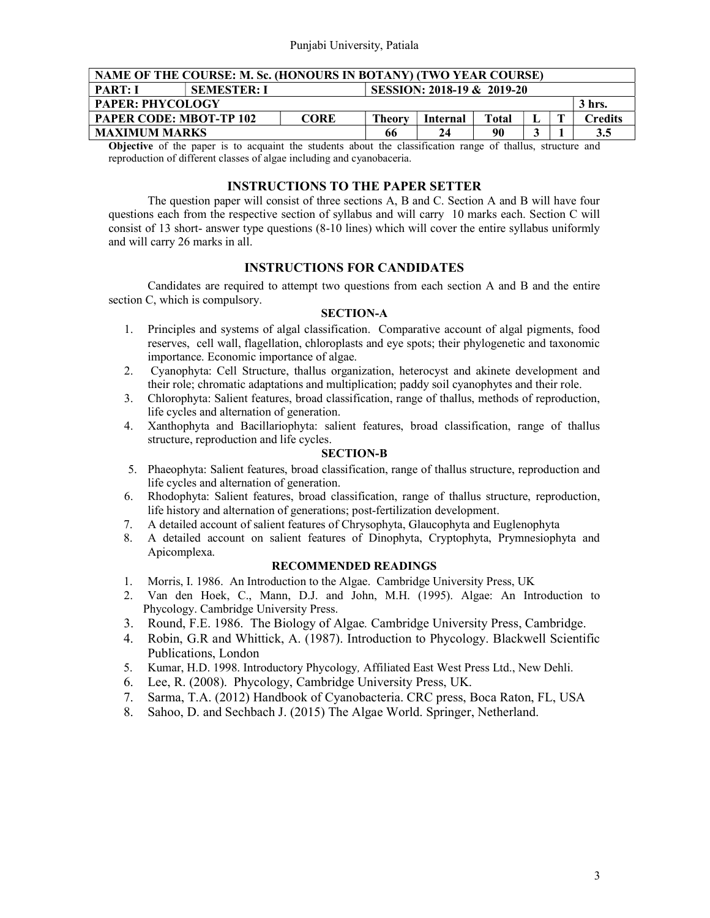| NAME OF THE COURSE: M. Sc. (HONOURS IN BOTANY) (TWO YEAR COURSE) | | | | | | | | |
|---|---|---|---|---|---|---|---|---|
| **PART: I** | **SEMESTER: I** | | **SESSION: 2018-19 & 2019-20** | | | | | |
| **PAPER: PHYCOLOGY** | | | | | | | | **3 hrs.** |
| **PAPER CODE: MBOT-TP 102** | | **CORE** | **Theory** | **Internal** | **Total** | **L** | **T** | **Credits** |
| **MAXIMUM MARKS** | | | **66** | **24** | **90** | **3** | **1** | **3.5** |

**Objective** of the paper is to acquaint the students about the classification range of thallus, structure and reproduction of different classes of algae including and cyanobaceria.

## INSTRUCTIONS TO THE PAPER SETTER

The question paper will consist of three sections A, B and C. Section A and B will have four questions each from the respective section of syllabus and will carry 10 marks each. Section C will consist of 13 short- answer type questions (8-10 lines) which will cover the entire syllabus uniformly and will carry 26 marks in all.

## INSTRUCTIONS FOR CANDIDATES

Candidates are required to attempt two questions from each section A and B and the entire section C, which is compulsory.

### SECTION-A

1. Principles and systems of algal classification. Comparative account of algal pigments, food reserves, cell wall, flagellation, chloroplasts and eye spots; their phylogenetic and taxonomic importance. Economic importance of algae.
2. Cyanophyta: Cell Structure, thallus organization, heterocyst and akinete development and their role; chromatic adaptations and multiplication; paddy soil cyanophytes and their role.
3. Chlorophyta: Salient features, broad classification, range of thallus, methods of reproduction, life cycles and alternation of generation.
4. Xanthophyta and Bacillariophyta: salient features, broad classification, range of thallus structure, reproduction and life cycles.

### SECTION-B

5. Phaeophyta: Salient features, broad classification, range of thallus structure, reproduction and life cycles and alternation of generation.
6. Rhodophyta: Salient features, broad classification, range of thallus structure, reproduction, life history and alternation of generations; post-fertilization development.
7. A detailed account of salient features of Chrysophyta, Glaucophyta and Euglenophyta
8. A detailed account on salient features of Dinophyta, Cryptophyta, Prymnesiophyta and Apicomplexa.

### RECOMMENDED READINGS

1. Morris, I. 1986. An Introduction to the Algae. Cambridge University Press, UK
2. Van den Hoek, C., Mann, D.J. and John, M.H. (1995). Algae: An Introduction to Phycology. Cambridge University Press.
3. Round, F.E. 1986. The Biology of Algae*.* Cambridge University Press, Cambridge.
4. Robin, G.R and Whittick, A. (1987). Introduction to Phycology. Blackwell Scientific Publications, London
5. Kumar, H.D. 1998. Introductory Phycology*,* Affiliated East West Press Ltd., New Dehli.
6. Lee, R. (2008). Phycology, Cambridge University Press, UK.
7. Sarma, T.A. (2012) Handbook of Cyanobacteria. CRC press, Boca Raton, FL, USA
8. Sahoo, D. and Sechbach J. (2015) The Algae World. Springer, Netherland.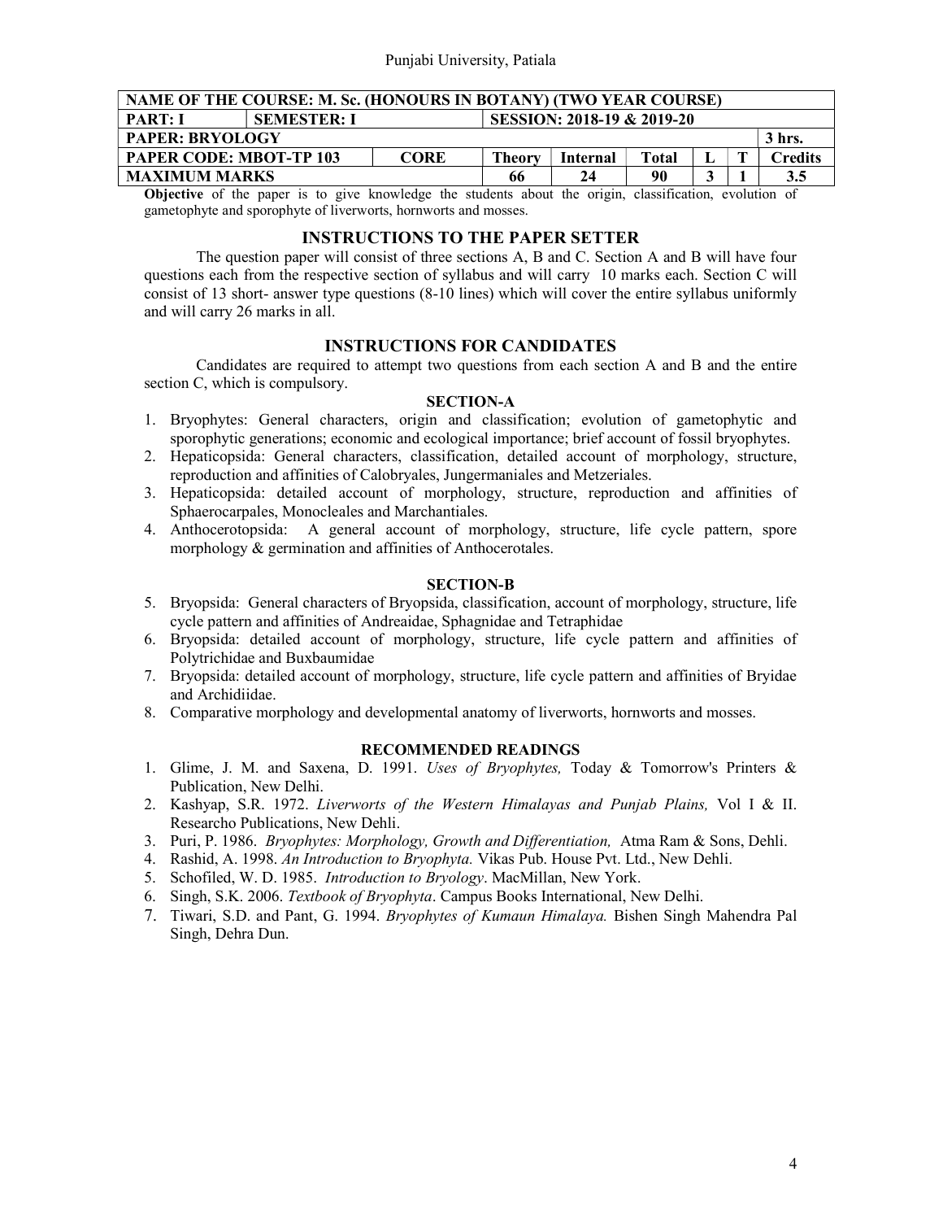| NAME OF THE COURSE: M. Sc. (HONOURS IN BOTANY) (TWO YEAR COURSE) | | | | | | | | | |
|---|---|---|---|---|---|---|---|---|---|
| **PART: I** | **SEMESTER: I** | | **SESSION: 2018-19 & 2019-20** | | | | | | |
| **PAPER: BRYOLOGY** | | | | | | | | | **3 hrs.** |
| **PAPER CODE: MBOT-TP 103** | | **CORE** | **Theory** | **Internal** | **Total** | **L** | **T** | | **Credits** |
| **MAXIMUM MARKS** | | | **66** | **24** | **90** | **3** | **1** | | **3.5** |

**Objective** of the paper is to give knowledge the students about the origin, classification, evolution of gametophyte and sporophyte of liverworts, hornworts and mosses.

## INSTRUCTIONS TO THE PAPER SETTER

The question paper will consist of three sections A, B and C. Section A and B will have four questions each from the respective section of syllabus and will carry 10 marks each. Section C will consist of 13 short- answer type questions (8-10 lines) which will cover the entire syllabus uniformly and will carry 26 marks in all.

## INSTRUCTIONS FOR CANDIDATES

Candidates are required to attempt two questions from each section A and B and the entire section C, which is compulsory.

### SECTION-A

1. Bryophytes: General characters, origin and classification; evolution of gametophytic and sporophytic generations; economic and ecological importance; brief account of fossil bryophytes.
2. Hepaticopsida: General characters, classification, detailed account of morphology, structure, reproduction and affinities of Calobryales, Jungermaniales and Metzeriales.
3. Hepaticopsida: detailed account of morphology, structure, reproduction and affinities of Sphaerocarpales, Monocleales and Marchantiales.
4. Anthocerotopsida: A general account of morphology, structure, life cycle pattern, spore morphology & germination and affinities of Anthocerotales.

### SECTION-B

5. Bryopsida: General characters of Bryopsida, classification, account of morphology, structure, life cycle pattern and affinities of Andreaidae, Sphagnidae and Tetraphidae
6. Bryopsida: detailed account of morphology, structure, life cycle pattern and affinities of Polytrichidae and Buxbaumidae
7. Bryopsida: detailed account of morphology, structure, life cycle pattern and affinities of Bryidae and Archidiidae.
8. Comparative morphology and developmental anatomy of liverworts, hornworts and mosses.

## RECOMMENDED READINGS

1. Glime, J. M. and Saxena, D. 1991. *Uses of Bryophytes,* Today & Tomorrow's Printers & Publication, New Delhi.
2. Kashyap, S.R. 1972. *Liverworts of the Western Himalayas and Punjab Plains,* Vol I & II. Researcho Publications, New Dehli.
3. Puri, P. 1986. *Bryophytes: Morphology, Growth and Differentiation,* Atma Ram & Sons, Dehli.
4. Rashid, A. 1998. *An Introduction to Bryophyta.* Vikas Pub. House Pvt. Ltd., New Dehli.
5. Schofiled, W. D. 1985. *Introduction to Bryology*. MacMillan, New York.
6. Singh, S.K. 2006. *Textbook of Bryophyta*. Campus Books International, New Delhi.
7. Tiwari, S.D. and Pant, G. 1994. *Bryophytes of Kumaun Himalaya.* Bishen Singh Mahendra Pal Singh, Dehra Dun.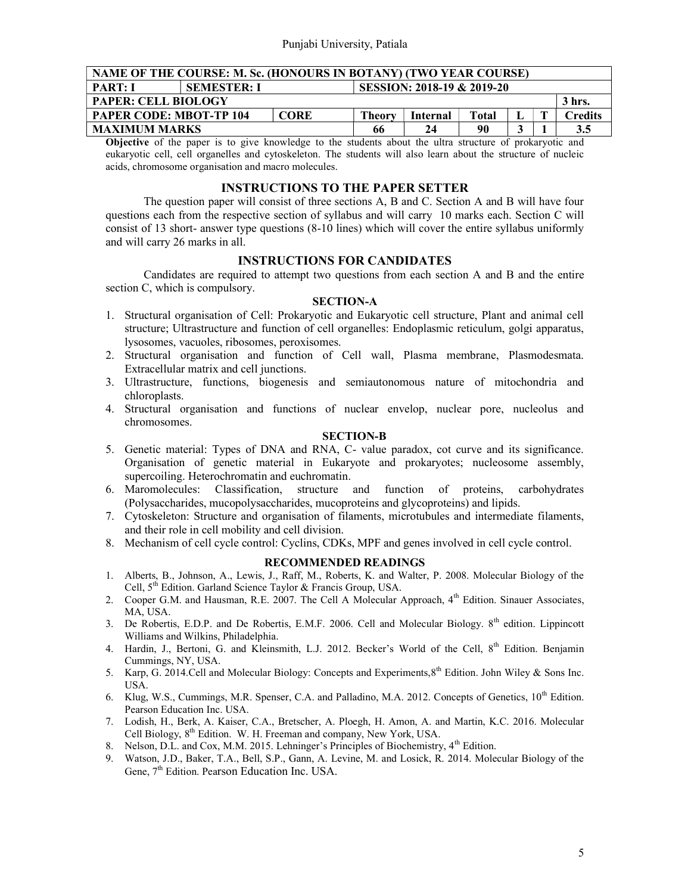| NAME OF THE COURSE: M. Sc. (HONOURS IN BOTANY) (TWO YEAR COURSE) | | | | | | | | |
|---|---|---|---|---|---|---|---|---|
| **PART: I** | **SEMESTER: I** | | **SESSION: 2018-19 & 2019-20** | | | | | |
| **PAPER: CELL BIOLOGY** | | | | | | | | **3 hrs.** |
| **PAPER CODE: MBOT-TP 104** | | **CORE** | **Theory** | **Internal** | **Total** | **L** | **T** | **Credits** |
| **MAXIMUM MARKS** | | | **66** | **24** | **90** | **3** | **1** | **3.5** |

**Objective** of the paper is to give knowledge to the students about the ultra structure of prokaryotic and eukaryotic cell, cell organelles and cytoskeleton. The students will also learn about the structure of nucleic acids, chromosome organisation and macro molecules.

## INSTRUCTIONS TO THE PAPER SETTER

The question paper will consist of three sections A, B and C. Section A and B will have four questions each from the respective section of syllabus and will carry 10 marks each. Section C will consist of 13 short- answer type questions (8-10 lines) which will cover the entire syllabus uniformly and will carry 26 marks in all.

## INSTRUCTIONS FOR CANDIDATES

Candidates are required to attempt two questions from each section A and B and the entire section C, which is compulsory.

### SECTION-A

1. Structural organisation of Cell: Prokaryotic and Eukaryotic cell structure, Plant and animal cell structure; Ultrastructure and function of cell organelles: Endoplasmic reticulum, golgi apparatus, lysosomes, vacuoles, ribosomes, peroxisomes.
2. Structural organisation and function of Cell wall, Plasma membrane, Plasmodesmata. Extracellular matrix and cell junctions.
3. Ultrastructure, functions, biogenesis and semiautonomous nature of mitochondria and chloroplasts.
4. Structural organisation and functions of nuclear envelop, nuclear pore, nucleolus and chromosomes.

### SECTION-B

5. Genetic material: Types of DNA and RNA, C- value paradox, cot curve and its significance. Organisation of genetic material in Eukaryote and prokaryotes; nucleosome assembly, supercoiling. Heterochromatin and euchromatin.
6. Maromolecules: Classification, structure and function of proteins, carbohydrates (Polysaccharides, mucopolysaccharides, mucoproteins and glycoproteins) and lipids.
7. Cytoskeleton: Structure and organisation of filaments, microtubules and intermediate filaments, and their role in cell mobility and cell division.
8. Mechanism of cell cycle control: Cyclins, CDKs, MPF and genes involved in cell cycle control.

### RECOMMENDED READINGS

1. Alberts, B., Johnson, A., Lewis, J., Raff, M., Roberts, K. and Walter, P. 2008. Molecular Biology of the Cell, 5th Edition. Garland Science Taylor & Francis Group, USA.
2. Cooper G.M. and Hausman, R.E. 2007. The Cell A Molecular Approach, 4th Edition. Sinauer Associates, MA, USA.
3. De Robertis, E.D.P. and De Robertis, E.M.F. 2006. Cell and Molecular Biology. 8th edition. Lippincott Williams and Wilkins, Philadelphia.
4. Hardin, J., Bertoni, G. and Kleinsmith, L.J. 2012. Becker's World of the Cell, 8th Edition. Benjamin Cummings, NY, USA.
5. Karp, G. 2014.Cell and Molecular Biology: Concepts and Experiments,8th Edition. John Wiley & Sons Inc. USA.
6. Klug, W.S., Cummings, M.R. Spenser, C.A. and Palladino, M.A. 2012. Concepts of Genetics, 10th Edition. Pearson Education Inc. USA.
7. Lodish, H., Berk, A. Kaiser, C.A., Bretscher, A. Ploegh, H. Amon, A. and Martin, K.C. 2016. Molecular Cell Biology, 8th Edition. W. H. Freeman and company, New York, USA.
8. Nelson, D.L. and Cox, M.M. 2015. Lehninger's Principles of Biochemistry, 4th Edition.
9. Watson, J.D., Baker, T.A., Bell, S.P., Gann, A. Levine, M. and Losick, R. 2014. Molecular Biology of the Gene, 7th Edition. Pearson Education Inc. USA.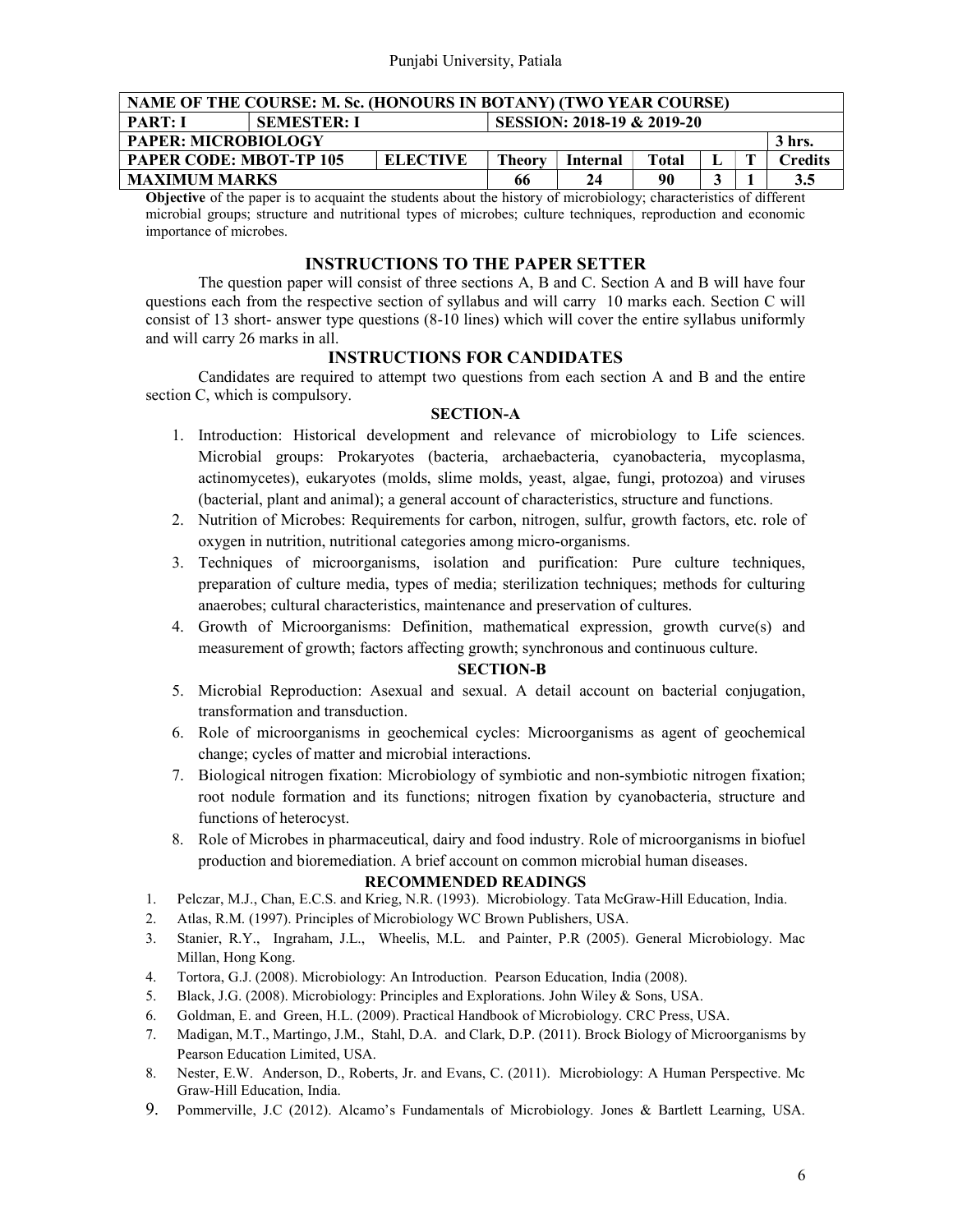| NAME OF THE COURSE: M. Sc. (HONOURS IN BOTANY) (TWO YEAR COURSE) | | | | | | | | | |
|---|---|---|---|---|---|---|---|---|---|
| **PART: I** | **SEMESTER: I** | | **SESSION: 2018-19 & 2019-20** | | | | | | |
| **PAPER: MICROBIOLOGY** | | | | | | | | | **3 hrs.** |
| **PAPER CODE: MBOT-TP 105** | | **ELECTIVE** | **Theory** | **Internal** | **Total** | **L** | **T** | | **Credits** |
| **MAXIMUM MARKS** | | | **66** | **24** | **90** | **3** | **1** | | **3.5** |

**Objective** of the paper is to acquaint the students about the history of microbiology; characteristics of different microbial groups; structure and nutritional types of microbes; culture techniques, reproduction and economic importance of microbes.

## INSTRUCTIONS TO THE PAPER SETTER

The question paper will consist of three sections A, B and C. Section A and B will have four questions each from the respective section of syllabus and will carry 10 marks each. Section C will consist of 13 short- answer type questions (8-10 lines) which will cover the entire syllabus uniformly and will carry 26 marks in all.

## INSTRUCTIONS FOR CANDIDATES

Candidates are required to attempt two questions from each section A and B and the entire section C, which is compulsory.

### SECTION-A

1. Introduction: Historical development and relevance of microbiology to Life sciences. Microbial groups: Prokaryotes (bacteria, archaebacteria, cyanobacteria, mycoplasma, actinomycetes), eukaryotes (molds, slime molds, yeast, algae, fungi, protozoa) and viruses (bacterial, plant and animal); a general account of characteristics, structure and functions.
2. Nutrition of Microbes: Requirements for carbon, nitrogen, sulfur, growth factors, etc. role of oxygen in nutrition, nutritional categories among micro-organisms.
3. Techniques of microorganisms, isolation and purification: Pure culture techniques, preparation of culture media, types of media; sterilization techniques; methods for culturing anaerobes; cultural characteristics, maintenance and preservation of cultures.
4. Growth of Microorganisms: Definition, mathematical expression, growth curve(s) and measurement of growth; factors affecting growth; synchronous and continuous culture.

### SECTION-B

5. Microbial Reproduction: Asexual and sexual. A detail account on bacterial conjugation, transformation and transduction.
6. Role of microorganisms in geochemical cycles: Microorganisms as agent of geochemical change; cycles of matter and microbial interactions.
7. Biological nitrogen fixation: Microbiology of symbiotic and non-symbiotic nitrogen fixation; root nodule formation and its functions; nitrogen fixation by cyanobacteria, structure and functions of heterocyst.
8. Role of Microbes in pharmaceutical, dairy and food industry. Role of microorganisms in biofuel production and bioremediation. A brief account on common microbial human diseases.

## RECOMMENDED READINGS

1. Pelczar, M.J., Chan, E.C.S. and Krieg, N.R. (1993). Microbiology. Tata McGraw-Hill Education, India.
2. Atlas, R.M. (1997). Principles of Microbiology WC Brown Publishers, USA.
3. Stanier, R.Y., Ingraham, J.L., Wheelis, M.L. and Painter, P.R (2005). General Microbiology. Mac Millan, Hong Kong.
4. Tortora, G.J. (2008). Microbiology: An Introduction. Pearson Education, India (2008).
5. Black, J.G. (2008). Microbiology: Principles and Explorations. John Wiley & Sons, USA.
6. Goldman, E. and Green, H.L. (2009). Practical Handbook of Microbiology. CRC Press, USA.
7. Madigan, M.T., Martingo, J.M., Stahl, D.A. and Clark, D.P. (2011). Brock Biology of Microorganisms by Pearson Education Limited, USA.
8. Nester, E.W. Anderson, D., Roberts, Jr. and Evans, C. (2011). Microbiology: A Human Perspective. Mc Graw-Hill Education, India.
9. Pommerville, J.C (2012). Alcamo's Fundamentals of Microbiology. Jones & Bartlett Learning, USA.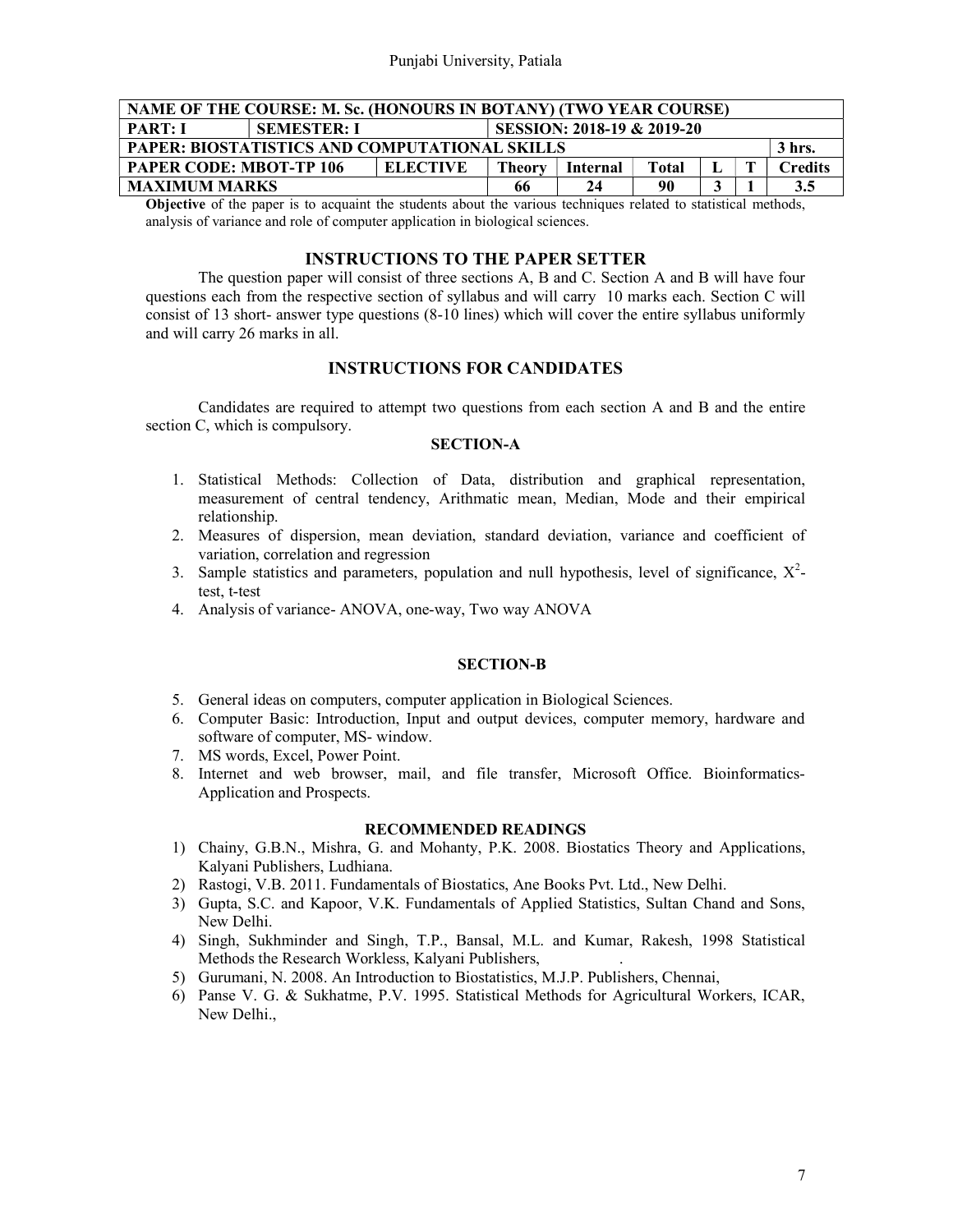| NAME OF THE COURSE: M. Sc. (HONOURS IN BOTANY) (TWO YEAR COURSE) | | | | | | | | |
|---|---|---|---|---|---|---|---|---|
| **PART: I** | **SEMESTER: I** | | **SESSION: 2018-19 & 2019-20** | | | | | |
| **PAPER: BIOSTATISTICS AND COMPUTATIONAL SKILLS** | | | | | | | | **3 hrs.** |
| **PAPER CODE: MBOT-TP 106** | | **ELECTIVE** | **Theory** | **Internal** | **Total** | **L** | **T** | **Credits** |
| **MAXIMUM MARKS** | | | **66** | **24** | **90** | **3** | **1** | **3.5** |

**Objective** of the paper is to acquaint the students about the various techniques related to statistical methods, analysis of variance and role of computer application in biological sciences.

## INSTRUCTIONS TO THE PAPER SETTER

The question paper will consist of three sections A, B and C. Section A and B will have four questions each from the respective section of syllabus and will carry 10 marks each. Section C will consist of 13 short- answer type questions (8-10 lines) which will cover the entire syllabus uniformly and will carry 26 marks in all.

## INSTRUCTIONS FOR CANDIDATES

Candidates are required to attempt two questions from each section A and B and the entire section C, which is compulsory.

### SECTION-A

1. Statistical Methods: Collection of Data, distribution and graphical representation, measurement of central tendency, Arithmatic mean, Median, Mode and their empirical relationship.
2. Measures of dispersion, mean deviation, standard deviation, variance and coefficient of variation, correlation and regression
3. Sample statistics and parameters, population and null hypothesis, level of significance, $X^2$-test, t-test
4. Analysis of variance- ANOVA, one-way, Two way ANOVA

### SECTION-B

5. General ideas on computers, computer application in Biological Sciences.
6. Computer Basic: Introduction, Input and output devices, computer memory, hardware and software of computer, MS- window.
7. MS words, Excel, Power Point.
8. Internet and web browser, mail, and file transfer, Microsoft Office. Bioinformatics-Application and Prospects.

### RECOMMENDED READINGS

1) Chainy, G.B.N., Mishra, G. and Mohanty, P.K. 2008. Biostatics Theory and Applications, Kalyani Publishers, Ludhiana.
2) Rastogi, V.B. 2011. Fundamentals of Biostatics, Ane Books Pvt. Ltd., New Delhi.
3) Gupta, S.C. and Kapoor, V.K. Fundamentals of Applied Statistics, Sultan Chand and Sons, New Delhi.
4) Singh, Sukhminder and Singh, T.P., Bansal, M.L. and Kumar, Rakesh, 1998 Statistical Methods the Research Workless, Kalyani Publishers, .
5) Gurumani, N. 2008. An Introduction to Biostatistics, M.J.P. Publishers, Chennai,
6) Panse V. G. & Sukhatme, P.V. 1995. Statistical Methods for Agricultural Workers, ICAR, New Delhi.,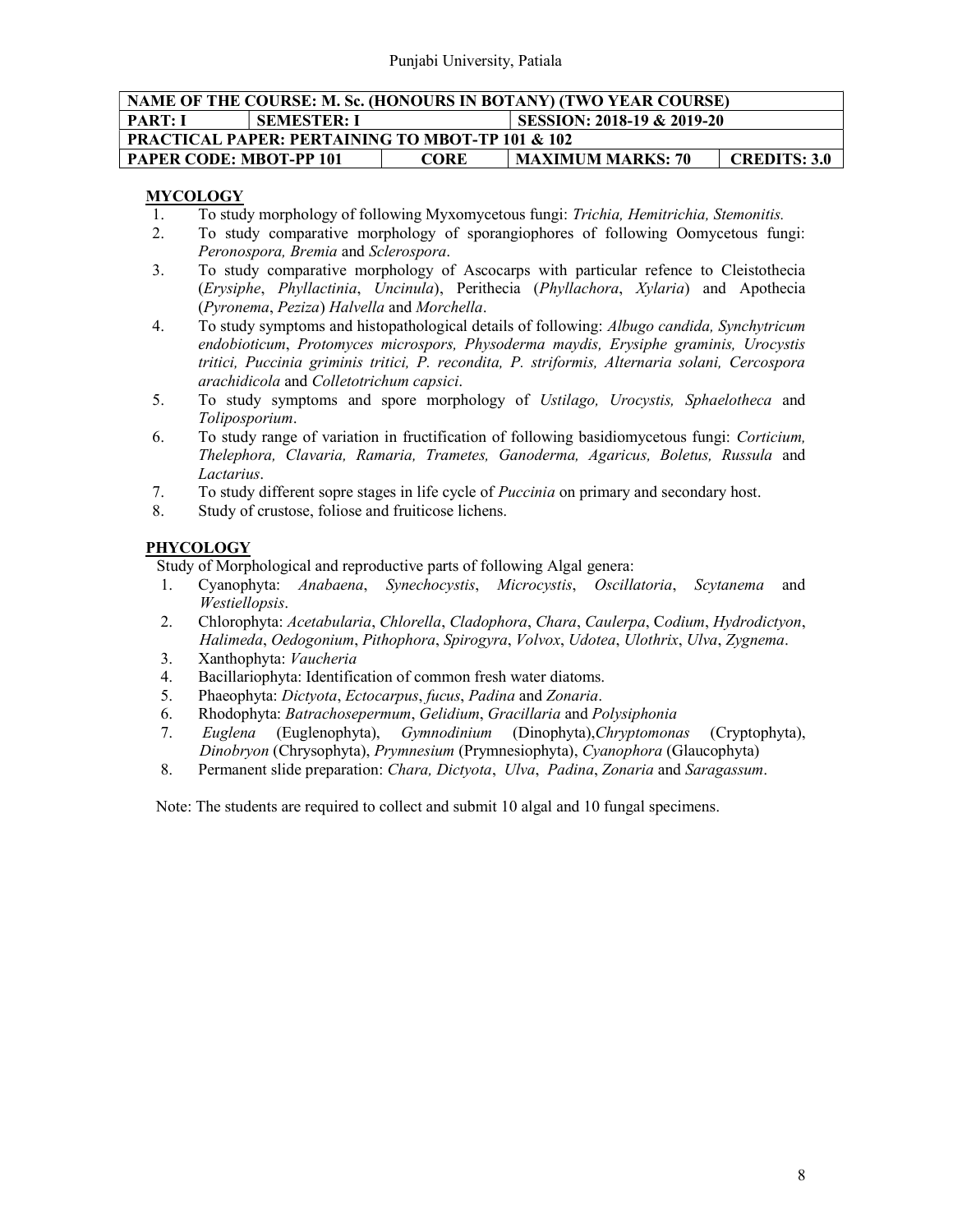| NAME OF THE COURSE: M. Sc. (HONOURS IN BOTANY) (TWO YEAR COURSE) | | | |
|---|---|---|---|
| PART: I | SEMESTER: I | SESSION: 2018-19 & 2019-20 | |
| PRACTICAL PAPER: PERTAINING TO MBOT-TP 101 & 102 | | | |
| PAPER CODE: MBOT-PP 101 | CORE | MAXIMUM MARKS: 70 | CREDITS: 3.0 |

## MYCOLOGY

1. To study morphology of following Myxomycetous fungi: *Trichia, Hemitrichia, Stemonitis.*
2. To study comparative morphology of sporangiophores of following Oomycetous fungi: *Peronospora, Bremia* and *Sclerospora*.
3. To study comparative morphology of Ascocarps with particular refence to Cleistothecia (*Erysiphe*, *Phyllactinia*, *Uncinula*), Perithecia (*Phyllachora*, *Xylaria*) and Apothecia (*Pyronema*, *Peziza*) *Halvella* and *Morchella*.
4. To study symptoms and histopathological details of following: *Albugo candida, Synchytricum endobioticum*, *Protomyces microspors, Physoderma maydis, Erysiphe graminis, Urocystis tritici, Puccinia griminis tritici, P. recondita, P. striformis, Alternaria solani, Cercospora arachidicola* and *Colletotrichum capsici*.
5. To study symptoms and spore morphology of *Ustilago, Urocystis, Sphaelotheca* and *Toliposporium*.
6. To study range of variation in fructification of following basidiomycetous fungi: *Corticium, Thelephora, Clavaria, Ramaria, Trametes, Ganoderma, Agaricus, Boletus, Russula* and *Lactarius*.
7. To study different sopre stages in life cycle of *Puccinia* on primary and secondary host.
8. Study of crustose, foliose and fruiticose lichens.

## PHYCOLOGY

Study of Morphological and reproductive parts of following Algal genera:

1. Cyanophyta: *Anabaena*, *Synechocystis*, *Microcystis*, *Oscillatoria*, *Scytanema* and *Westiellopsis*.
2. Chlorophyta: *Acetabularia*, *Chlorella*, *Cladophora*, *Chara*, *Caulerpa*, *Codium*, *Hydrodictyon*, *Halimeda*, *Oedogonium*, *Pithophora*, *Spirogyra*, *Volvox*, *Udotea*, *Ulothrix*, *Ulva*, *Zygnema*.
3. Xanthophyta: *Vaucheria*
4. Bacillariophyta: Identification of common fresh water diatoms.
5. Phaeophyta: *Dictyota*, *Ectocarpus*, *fucus*, *Padina* and *Zonaria*.
6. Rhodophyta: *Batrachosepermum*, *Gelidium*, *Gracillaria* and *Polysiphonia*
7. *Euglena* (Euglenophyta), *Gymnodinium* (Dinophyta),*Chryptomonas* (Cryptophyta), *Dinobryon* (Chrysophyta), *Prymnesium* (Prymnesiophyta), *Cyanophora* (Glaucophyta)
8. Permanent slide preparation: *Chara, Dictyota*, *Ulva*, *Padina*, *Zonaria* and *Saragassum*.

Note: The students are required to collect and submit 10 algal and 10 fungal specimens.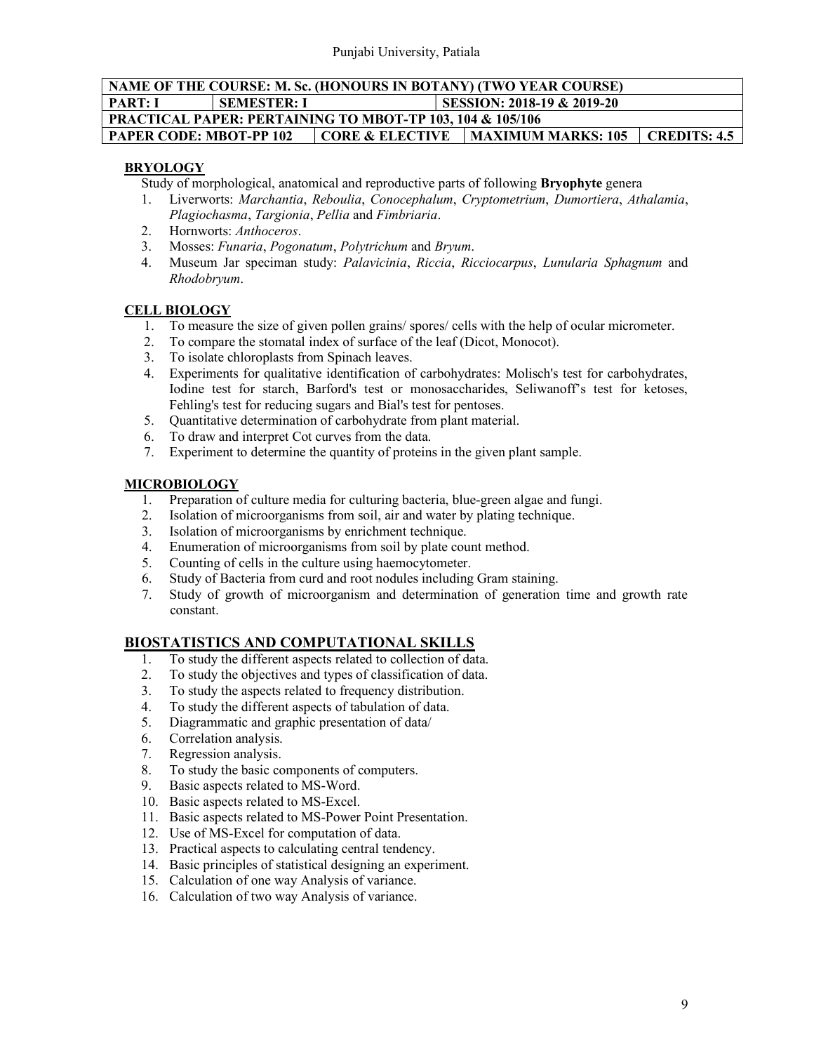| NAME OF THE COURSE: M. Sc. (HONOURS IN BOTANY) (TWO YEAR COURSE) | | | |
|---|---|---|---|
| PART: I | SEMESTER: I | SESSION: 2018-19 & 2019-20 | |
| PRACTICAL PAPER: PERTAINING TO MBOT-TP 103, 104 & 105/106 | | | |
| PAPER CODE: MBOT-PP 102 | CORE & ELECTIVE | MAXIMUM MARKS: 105 | CREDITS: 4.5 |

## BRYOLOGY

Study of morphological, anatomical and reproductive parts of following **Bryophyte** genera

1. Liverworts: *Marchantia*, *Reboulia*, *Conocephalum*, *Cryptometrium*, *Dumortiera*, *Athalamia*, *Plagiochasma*, *Targionia*, *Pellia* and *Fimbriaria*.
2. Hornworts: *Anthoceros*.
3. Mosses: *Funaria*, *Pogonatum*, *Polytrichum* and *Bryum*.
4. Museum Jar speciman study: *Palavicinia*, *Riccia*, *Ricciocarpus*, *Lunularia Sphagnum* and *Rhodobryum*.

## CELL BIOLOGY

1. To measure the size of given pollen grains/ spores/ cells with the help of ocular micrometer.
2. To compare the stomatal index of surface of the leaf (Dicot, Monocot).
3. To isolate chloroplasts from Spinach leaves.
4. Experiments for qualitative identification of carbohydrates: Molisch's test for carbohydrates, Iodine test for starch, Barford's test or monosaccharides, Seliwanoff's test for ketoses, Fehling's test for reducing sugars and Bial's test for pentoses.
5. Quantitative determination of carbohydrate from plant material.
6. To draw and interpret Cot curves from the data.
7. Experiment to determine the quantity of proteins in the given plant sample.

## MICROBIOLOGY

1. Preparation of culture media for culturing bacteria, blue-green algae and fungi.
2. Isolation of microorganisms from soil, air and water by plating technique.
3. Isolation of microorganisms by enrichment technique.
4. Enumeration of microorganisms from soil by plate count method.
5. Counting of cells in the culture using haemocytometer.
6. Study of Bacteria from curd and root nodules including Gram staining.
7. Study of growth of microorganism and determination of generation time and growth rate constant.

## BIOSTATISTICS AND COMPUTATIONAL SKILLS

1. To study the different aspects related to collection of data.
2. To study the objectives and types of classification of data.
3. To study the aspects related to frequency distribution.
4. To study the different aspects of tabulation of data.
5. Diagrammatic and graphic presentation of data/
6. Correlation analysis.
7. Regression analysis.
8. To study the basic components of computers.
9. Basic aspects related to MS-Word.
10. Basic aspects related to MS-Excel.
11. Basic aspects related to MS-Power Point Presentation.
12. Use of MS-Excel for computation of data.
13. Practical aspects to calculating central tendency.
14. Basic principles of statistical designing an experiment.
15. Calculation of one way Analysis of variance.
16. Calculation of two way Analysis of variance.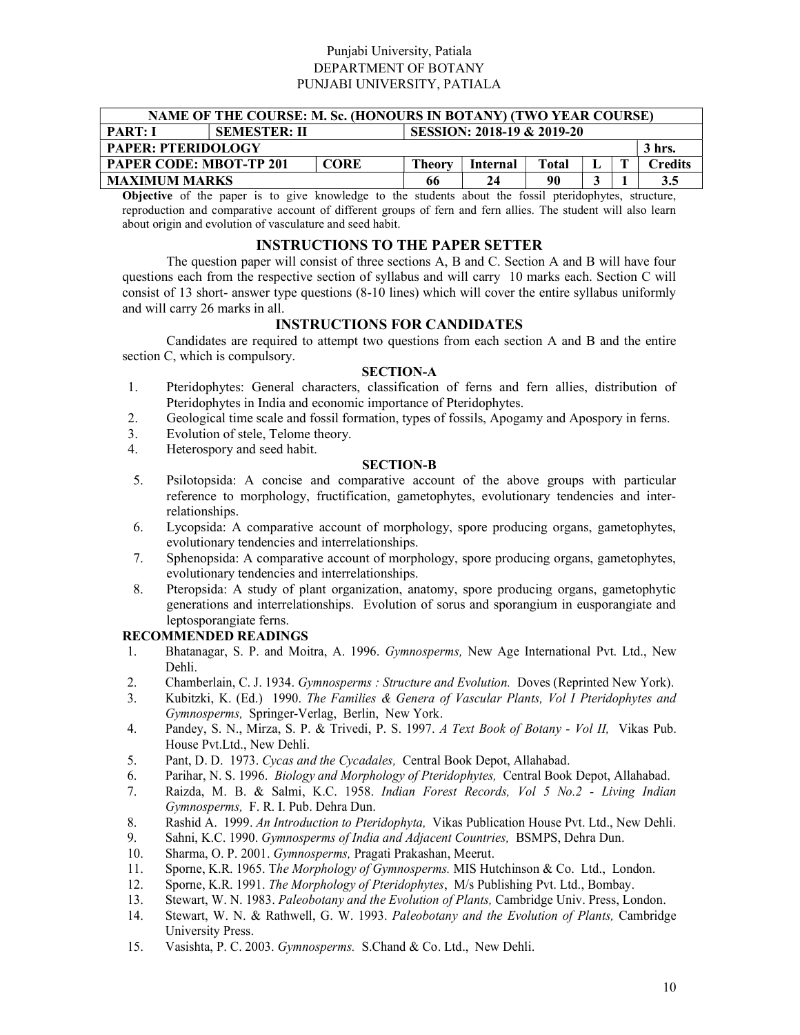Punjabi University, Patiala
DEPARTMENT OF BOTANY
PUNJABI UNIVERSITY, PATIALA

| NAME OF THE COURSE: M. Sc. (HONOURS IN BOTANY) (TWO YEAR COURSE) | | | | | | | | |
|---|---|---|---|---|---|---|---|---|
| **PART: I** | **SEMESTER: II** | | **SESSION: 2018-19 & 2019-20** | | | | | |
| **PAPER: PTERIDOLOGY** | | | | | | | | **3 hrs.** |
| **PAPER CODE: MBOT-TP 201** | | **CORE** | **Theory** | **Internal** | **Total** | **L** | **T** | **Credits** |
| **MAXIMUM MARKS** | | | **66** | **24** | **90** | **3** | **1** | **3.5** |

**Objective** of the paper is to give knowledge to the students about the fossil pteridophytes, structure, reproduction and comparative account of different groups of fern and fern allies. The student will also learn about origin and evolution of vasculature and seed habit.

## INSTRUCTIONS TO THE PAPER SETTER

The question paper will consist of three sections A, B and C. Section A and B will have four questions each from the respective section of syllabus and will carry 10 marks each. Section C will consist of 13 short- answer type questions (8-10 lines) which will cover the entire syllabus uniformly and will carry 26 marks in all.

## INSTRUCTIONS FOR CANDIDATES

Candidates are required to attempt two questions from each section A and B and the entire section C, which is compulsory.

### SECTION-A

1. Pteridophytes: General characters, classification of ferns and fern allies, distribution of Pteridophytes in India and economic importance of Pteridophytes.
2. Geological time scale and fossil formation, types of fossils, Apogamy and Apospory in ferns.
3. Evolution of stele, Telome theory.
4. Heterospory and seed habit.

### SECTION-B

5. Psilotopsida: A concise and comparative account of the above groups with particular reference to morphology, fructification, gametophytes, evolutionary tendencies and inter-relationships.
6. Lycopsida: A comparative account of morphology, spore producing organs, gametophytes, evolutionary tendencies and interrelationships.
7. Sphenopsida: A comparative account of morphology, spore producing organs, gametophytes, evolutionary tendencies and interrelationships.
8. Pteropsida: A study of plant organization, anatomy, spore producing organs, gametophytic generations and interrelationships. Evolution of sorus and sporangium in eusporangiate and leptosporangiate ferns.

### RECOMMENDED READINGS

1. Bhatanagar, S. P. and Moitra, A. 1996. *Gymnosperms,* New Age International Pvt. Ltd., New Dehli.
2. Chamberlain, C. J. 1934. *Gymnosperms : Structure and Evolution.* Doves (Reprinted New York).
3. Kubitzki, K. (Ed.) 1990. *The Families & Genera of Vascular Plants, Vol I Pteridophytes and Gymnosperms,* Springer-Verlag, Berlin, New York.
4. Pandey, S. N., Mirza, S. P. & Trivedi, P. S. 1997. *A Text Book of Botany - Vol II,* Vikas Pub. House Pvt.Ltd., New Dehli.
5. Pant, D. D. 1973. *Cycas and the Cycadales,* Central Book Depot, Allahabad.
6. Parihar, N. S. 1996. *Biology and Morphology of Pteridophytes,* Central Book Depot, Allahabad.
7. Raizda, M. B. & Salmi, K.C. 1958. *Indian Forest Records, Vol 5 No.2 - Living Indian Gymnosperms,* F. R. I. Pub. Dehra Dun.
8. Rashid A. 1999. *An Introduction to Pteridophyta,* Vikas Publication House Pvt. Ltd., New Dehli.
9. Sahni, K.C. 1990. *Gymnosperms of India and Adjacent Countries,* BSMPS, Dehra Dun.
10. Sharma, O. P. 2001. *Gymnosperms,* Pragati Prakashan, Meerut.
11. Sporne, K.R. 1965. T*he Morphology of Gymnosperms.* MIS Hutchinson & Co. Ltd., London.
12. Sporne, K.R. 1991. *The Morphology of Pteridophytes*, M/s Publishing Pvt. Ltd., Bombay.
13. Stewart, W. N. 1983. *Paleobotany and the Evolution of Plants,* Cambridge Univ. Press, London.
14. Stewart, W. N. & Rathwell, G. W. 1993. *Paleobotany and the Evolution of Plants,* Cambridge University Press.
15. Vasishta, P. C. 2003. *Gymnosperms.* S.Chand & Co. Ltd., New Dehli.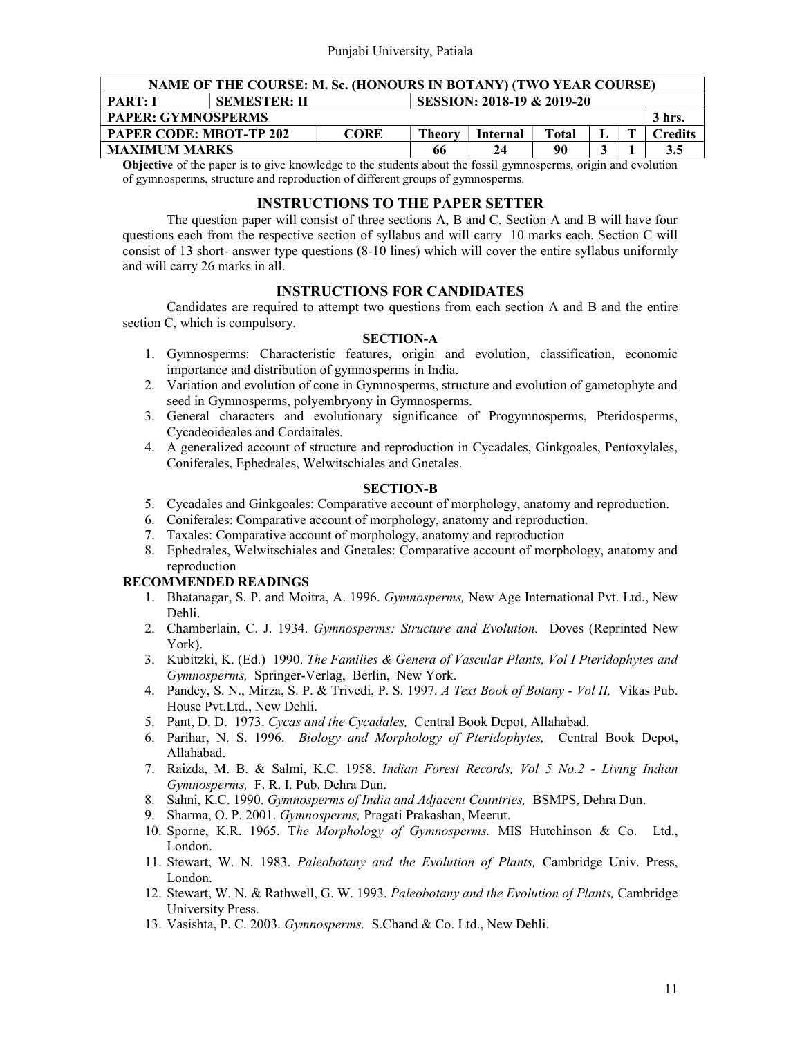| NAME OF THE COURSE: M. Sc. (HONOURS IN BOTANY) (TWO YEAR COURSE) | | | | | | | | |
|---|---|---|---|---|---|---|---|---|
| **PART: I** | **SEMESTER: II** | | **SESSION: 2018-19 & 2019-20** | | | | | |
| **PAPER: GYMNOSPERMS** | | | | | | | | **3 hrs.** |
| **PAPER CODE: MBOT-TP 202** | | **CORE** | **Theory** | **Internal** | **Total** | **L** | **T** | **Credits** |
| **MAXIMUM MARKS** | | | **66** | **24** | **90** | **3** | **1** | **3.5** |

**Objective** of the paper is to give knowledge to the students about the fossil gymnosperms, origin and evolution of gymnosperms, structure and reproduction of different groups of gymnosperms.

## INSTRUCTIONS TO THE PAPER SETTER

The question paper will consist of three sections A, B and C. Section A and B will have four questions each from the respective section of syllabus and will carry 10 marks each. Section C will consist of 13 short- answer type questions (8-10 lines) which will cover the entire syllabus uniformly and will carry 26 marks in all.

## INSTRUCTIONS FOR CANDIDATES

Candidates are required to attempt two questions from each section A and B and the entire section C, which is compulsory.

### SECTION-A

1. Gymnosperms: Characteristic features, origin and evolution, classification, economic importance and distribution of gymnosperms in India.
2. Variation and evolution of cone in Gymnosperms, structure and evolution of gametophyte and seed in Gymnosperms, polyembryony in Gymnosperms.
3. General characters and evolutionary significance of Progymnosperms, Pteridosperms, Cycadeoideales and Cordaitales.
4. A generalized account of structure and reproduction in Cycadales, Ginkgoales, Pentoxylales, Coniferales, Ephedrales, Welwitschiales and Gnetales.

### SECTION-B

5. Cycadales and Ginkgoales: Comparative account of morphology, anatomy and reproduction.
6. Coniferales: Comparative account of morphology, anatomy and reproduction.
7. Taxales: Comparative account of morphology, anatomy and reproduction
8. Ephedrales, Welwitschiales and Gnetales: Comparative account of morphology, anatomy and reproduction

### RECOMMENDED READINGS

1. Bhatanagar, S. P. and Moitra, A. 1996. *Gymnosperms,* New Age International Pvt. Ltd., New Dehli.
2. Chamberlain, C. J. 1934. *Gymnosperms: Structure and Evolution.* Doves (Reprinted New York).
3. Kubitzki, K. (Ed.) 1990. *The Families & Genera of Vascular Plants, Vol I Pteridophytes and Gymnosperms,* Springer-Verlag, Berlin, New York.
4. Pandey, S. N., Mirza, S. P. & Trivedi, P. S. 1997. *A Text Book of Botany - Vol II,* Vikas Pub. House Pvt.Ltd., New Dehli.
5. Pant, D. D. 1973. *Cycas and the Cycadales,* Central Book Depot, Allahabad.
6. Parihar, N. S. 1996. *Biology and Morphology of Pteridophytes,* Central Book Depot, Allahabad.
7. Raizda, M. B. & Salmi, K.C. 1958. *Indian Forest Records, Vol 5 No.2 - Living Indian Gymnosperms,* F. R. I. Pub. Dehra Dun.
8. Sahni, K.C. 1990. *Gymnosperms of India and Adjacent Countries,* BSMPS, Dehra Dun.
9. Sharma, O. P. 2001. *Gymnosperms,* Pragati Prakashan, Meerut.
10. Sporne, K.R. 1965. T*he Morphology of Gymnosperms.* MIS Hutchinson & Co. Ltd., London.
11. Stewart, W. N. 1983. *Paleobotany and the Evolution of Plants,* Cambridge Univ. Press, London.
12. Stewart, W. N. & Rathwell, G. W. 1993. *Paleobotany and the Evolution of Plants,* Cambridge University Press.
13. Vasishta, P. C. 2003. *Gymnosperms.* S.Chand & Co. Ltd., New Dehli.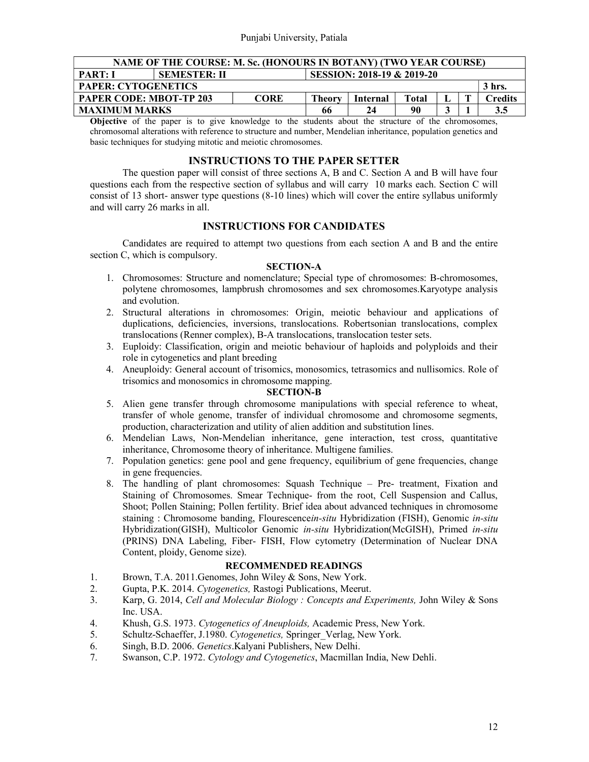| NAME OF THE COURSE: M. Sc. (HONOURS IN BOTANY) (TWO YEAR COURSE) | | | | | | | | |
|---|---|---|---|---|---|---|---|---|
| **PART: I** | **SEMESTER: II** | | **SESSION: 2018-19 & 2019-20** | | | | | |
| **PAPER: CYTOGENETICS** | | | | | | | | **3 hrs.** |
| **PAPER CODE: MBOT-TP 203** | | **CORE** | **Theory** | **Internal** | **Total** | **L** | **T** | **Credits** |
| **MAXIMUM MARKS** | | | **66** | **24** | **90** | **3** | **1** | **3.5** |

**Objective** of the paper is to give knowledge to the students about the structure of the chromosomes, chromosomal alterations with reference to structure and number, Mendelian inheritance, population genetics and basic techniques for studying mitotic and meiotic chromosomes.

## INSTRUCTIONS TO THE PAPER SETTER

The question paper will consist of three sections A, B and C. Section A and B will have four questions each from the respective section of syllabus and will carry 10 marks each. Section C will consist of 13 short- answer type questions (8-10 lines) which will cover the entire syllabus uniformly and will carry 26 marks in all.

## INSTRUCTIONS FOR CANDIDATES

Candidates are required to attempt two questions from each section A and B and the entire section C, which is compulsory.

### SECTION-A

1. Chromosomes: Structure and nomenclature; Special type of chromosomes: B-chromosomes, polytene chromosomes, lampbrush chromosomes and sex chromosomes.Karyotype analysis and evolution.
2. Structural alterations in chromosomes: Origin, meiotic behaviour and applications of duplications, deficiencies, inversions, translocations. Robertsonian translocations, complex translocations (Renner complex), B-A translocations, translocation tester sets.
3. Euploidy: Classification, origin and meiotic behaviour of haploids and polyploids and their role in cytogenetics and plant breeding
4. Aneuploidy: General account of trisomics, monosomics, tetrasomics and nullisomics. Role of trisomics and monosomics in chromosome mapping.

### SECTION-B

5. Alien gene transfer through chromosome manipulations with special reference to wheat, transfer of whole genome, transfer of individual chromosome and chromosome segments, production, characterization and utility of alien addition and substitution lines.
6. Mendelian Laws, Non-Mendelian inheritance, gene interaction, test cross, quantitative inheritance, Chromosome theory of inheritance. Multigene families.
7. Population genetics: gene pool and gene frequency, equilibrium of gene frequencies, change in gene frequencies.
8. The handling of plant chromosomes: Squash Technique – Pre- treatment, Fixation and Staining of Chromosomes. Smear Technique- from the root, Cell Suspension and Callus, Shoot; Pollen Staining; Pollen fertility. Brief idea about advanced techniques in chromosome staining : Chromosome banding, Flourescence*in-situ* Hybridization (FISH), Genomic *in-situ* Hybridization(GISH), Multicolor Genomic *in-situ* Hybridization(McGISH), Primed *in-situ* (PRINS) DNA Labeling, Fiber- FISH, Flow cytometry (Determination of Nuclear DNA Content, ploidy, Genome size).

### RECOMMENDED READINGS

1. Brown, T.A. 2011.Genomes, John Wiley & Sons, New York.
2. Gupta, P.K. 2014. *Cytogenetics,* Rastogi Publications, Meerut.
3. Karp, G. 2014, *Cell and Molecular Biology : Concepts and Experiments,* John Wiley & Sons Inc. USA.
4. Khush, G.S. 1973. *Cytogenetics of Aneuploids,* Academic Press, New York.
5. Schultz-Schaeffer, J.1980. *Cytogenetics,* Springer_Verlag, New York.
6. Singh, B.D. 2006. *Genetics*.Kalyani Publishers, New Delhi.
7. Swanson, C.P. 1972. *Cytology and Cytogenetics*, Macmillan India, New Dehli.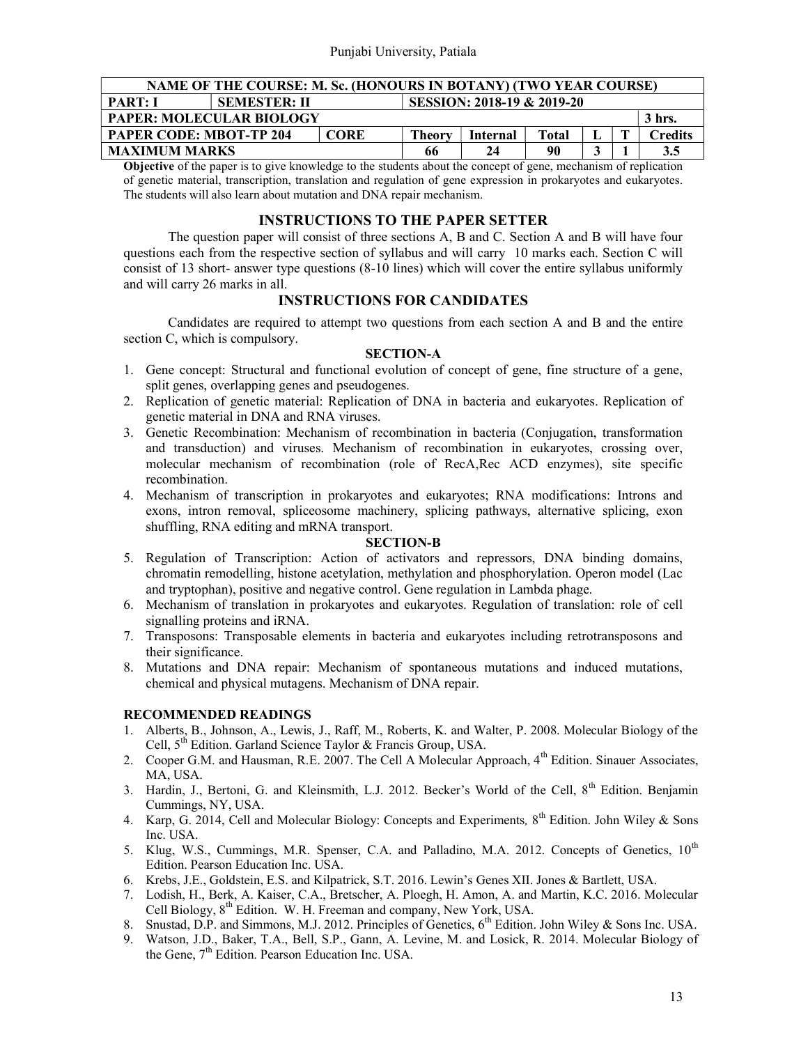| NAME OF THE COURSE: M. Sc. (HONOURS IN BOTANY) (TWO YEAR COURSE) | | | | | | | | |
|---|---|---|---|---|---|---|---|---|
| **PART: I** | **SEMESTER: II** | | **SESSION: 2018-19 & 2019-20** | | | | | |
| **PAPER: MOLECULAR BIOLOGY** | | | | | | | | **3 hrs.** |
| **PAPER CODE: MBOT-TP 204** | | **CORE** | **Theory** | **Internal** | **Total** | **L** | **T** | **Credits** |
| **MAXIMUM MARKS** | | | **66** | **24** | **90** | **3** | **1** | **3.5** |

**Objective** of the paper is to give knowledge to the students about the concept of gene, mechanism of replication of genetic material, transcription, translation and regulation of gene expression in prokaryotes and eukaryotes. The students will also learn about mutation and DNA repair mechanism.

## INSTRUCTIONS TO THE PAPER SETTER

The question paper will consist of three sections A, B and C. Section A and B will have four questions each from the respective section of syllabus and will carry 10 marks each. Section C will consist of 13 short- answer type questions (8-10 lines) which will cover the entire syllabus uniformly and will carry 26 marks in all.

## INSTRUCTIONS FOR CANDIDATES

Candidates are required to attempt two questions from each section A and B and the entire section C, which is compulsory.

### SECTION-A

1. Gene concept: Structural and functional evolution of concept of gene, fine structure of a gene, split genes, overlapping genes and pseudogenes.
2. Replication of genetic material: Replication of DNA in bacteria and eukaryotes. Replication of genetic material in DNA and RNA viruses.
3. Genetic Recombination: Mechanism of recombination in bacteria (Conjugation, transformation and transduction) and viruses. Mechanism of recombination in eukaryotes, crossing over, molecular mechanism of recombination (role of RecA,Rec ACD enzymes), site specific recombination.
4. Mechanism of transcription in prokaryotes and eukaryotes; RNA modifications: Introns and exons, intron removal, spliceosome machinery, splicing pathways, alternative splicing, exon shuffling, RNA editing and mRNA transport.

### SECTION-B

5. Regulation of Transcription: Action of activators and repressors, DNA binding domains, chromatin remodelling, histone acetylation, methylation and phosphorylation. Operon model (Lac and tryptophan), positive and negative control. Gene regulation in Lambda phage.
6. Mechanism of translation in prokaryotes and eukaryotes. Regulation of translation: role of cell signalling proteins and iRNA.
7. Transposons: Transposable elements in bacteria and eukaryotes including retrotransposons and their significance.
8. Mutations and DNA repair: Mechanism of spontaneous mutations and induced mutations, chemical and physical mutagens. Mechanism of DNA repair.

### RECOMMENDED READINGS

1. Alberts, B., Johnson, A., Lewis, J., Raff, M., Roberts, K. and Walter, P. 2008. Molecular Biology of the Cell, 5th Edition. Garland Science Taylor & Francis Group, USA.
2. Cooper G.M. and Hausman, R.E. 2007. The Cell A Molecular Approach, 4th Edition. Sinauer Associates, MA, USA.
3. Hardin, J., Bertoni, G. and Kleinsmith, L.J. 2012. Becker's World of the Cell, 8th Edition. Benjamin Cummings, NY, USA.
4. Karp, G. 2014, Cell and Molecular Biology: Concepts and Experiments*,* 8th Edition. John Wiley & Sons Inc. USA.
5. Klug, W.S., Cummings, M.R. Spenser, C.A. and Palladino, M.A. 2012. Concepts of Genetics, 10th Edition. Pearson Education Inc. USA.
6. Krebs, J.E., Goldstein, E.S. and Kilpatrick, S.T. 2016. Lewin's Genes XII. Jones & Bartlett, USA.
7. Lodish, H., Berk, A. Kaiser, C.A., Bretscher, A. Ploegh, H. Amon, A. and Martin, K.C. 2016. Molecular Cell Biology, 8th Edition. W. H. Freeman and company, New York, USA.
8. Snustad, D.P. and Simmons, M.J. 2012. Principles of Genetics, 6th Edition. John Wiley & Sons Inc. USA.
9. Watson, J.D., Baker, T.A., Bell, S.P., Gann, A. Levine, M. and Losick, R. 2014. Molecular Biology of the Gene, 7th Edition. Pearson Education Inc. USA.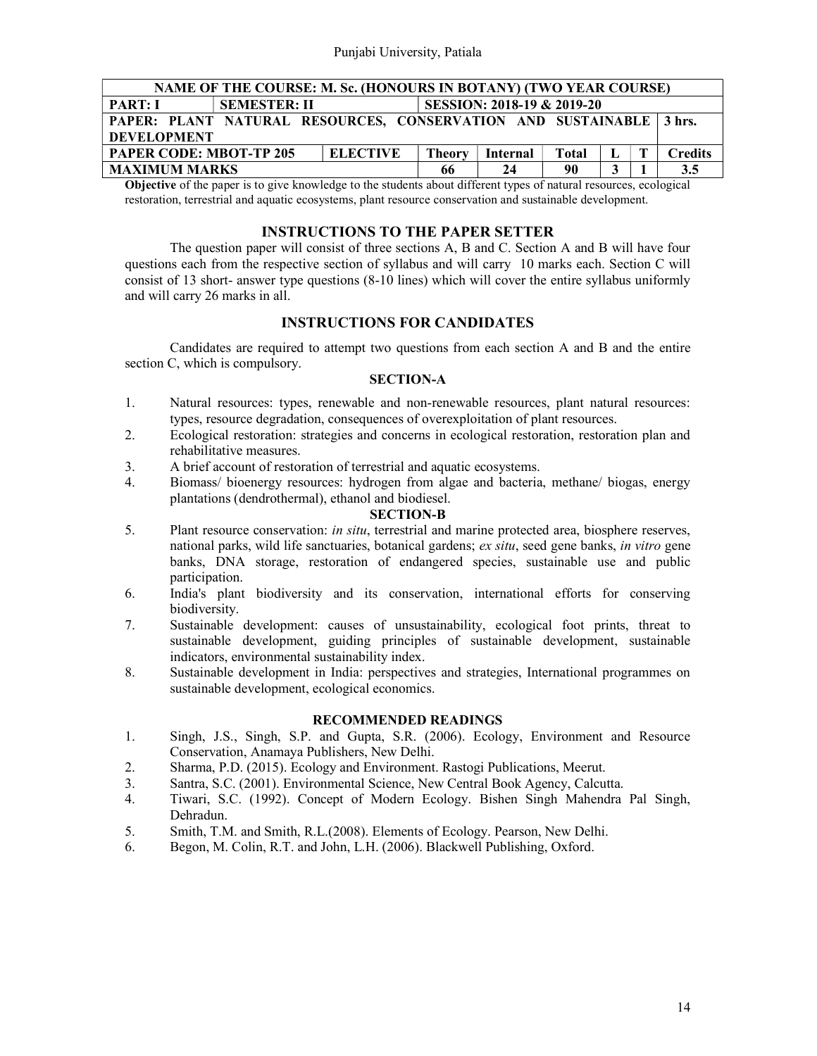| NAME OF THE COURSE: M. Sc. (HONOURS IN BOTANY) (TWO YEAR COURSE) | | | | | | | | | |
|---|---|---|---|---|---|---|---|---|---|
| **PART: I** | **SEMESTER: II** | | **SESSION: 2018-19 & 2019-20** | | | | | | |
| **PAPER: PLANT NATURAL RESOURCES, CONSERVATION AND SUSTAINABLE DEVELOPMENT** | | | | | | | | | **3 hrs.** |
| **PAPER CODE: MBOT-TP 205** | | **ELECTIVE** | **Theory** | **Internal** | **Total** | **L** | **T** | | **Credits** |
| **MAXIMUM MARKS** | | | **66** | **24** | **90** | **3** | **1** | | **3.5** |

**Objective** of the paper is to give knowledge to the students about different types of natural resources, ecological restoration, terrestrial and aquatic ecosystems, plant resource conservation and sustainable development.

## INSTRUCTIONS TO THE PAPER SETTER

The question paper will consist of three sections A, B and C. Section A and B will have four questions each from the respective section of syllabus and will carry 10 marks each. Section C will consist of 13 short- answer type questions (8-10 lines) which will cover the entire syllabus uniformly and will carry 26 marks in all.

## INSTRUCTIONS FOR CANDIDATES

Candidates are required to attempt two questions from each section A and B and the entire section C, which is compulsory.

### SECTION-A

1. Natural resources: types, renewable and non-renewable resources, plant natural resources: types, resource degradation, consequences of overexploitation of plant resources.
2. Ecological restoration: strategies and concerns in ecological restoration, restoration plan and rehabilitative measures.
3. A brief account of restoration of terrestrial and aquatic ecosystems.
4. Biomass/ bioenergy resources: hydrogen from algae and bacteria, methane/ biogas, energy plantations (dendrothermal), ethanol and biodiesel.

### SECTION-B

5. Plant resource conservation: *in situ*, terrestrial and marine protected area, biosphere reserves, national parks, wild life sanctuaries, botanical gardens; *ex situ*, seed gene banks, *in vitro* gene banks, DNA storage, restoration of endangered species, sustainable use and public participation.
6. India's plant biodiversity and its conservation, international efforts for conserving biodiversity.
7. Sustainable development: causes of unsustainability, ecological foot prints, threat to sustainable development, guiding principles of sustainable development, sustainable indicators, environmental sustainability index.
8. Sustainable development in India: perspectives and strategies, International programmes on sustainable development, ecological economics.

### RECOMMENDED READINGS

1. Singh, J.S., Singh, S.P. and Gupta, S.R. (2006). Ecology, Environment and Resource Conservation, Anamaya Publishers, New Delhi.
2. Sharma, P.D. (2015). Ecology and Environment. Rastogi Publications, Meerut.
3. Santra, S.C. (2001). Environmental Science, New Central Book Agency, Calcutta.
4. Tiwari, S.C. (1992). Concept of Modern Ecology. Bishen Singh Mahendra Pal Singh, Dehradun.
5. Smith, T.M. and Smith, R.L.(2008). Elements of Ecology. Pearson, New Delhi.
6. Begon, M. Colin, R.T. and John, L.H. (2006). Blackwell Publishing, Oxford.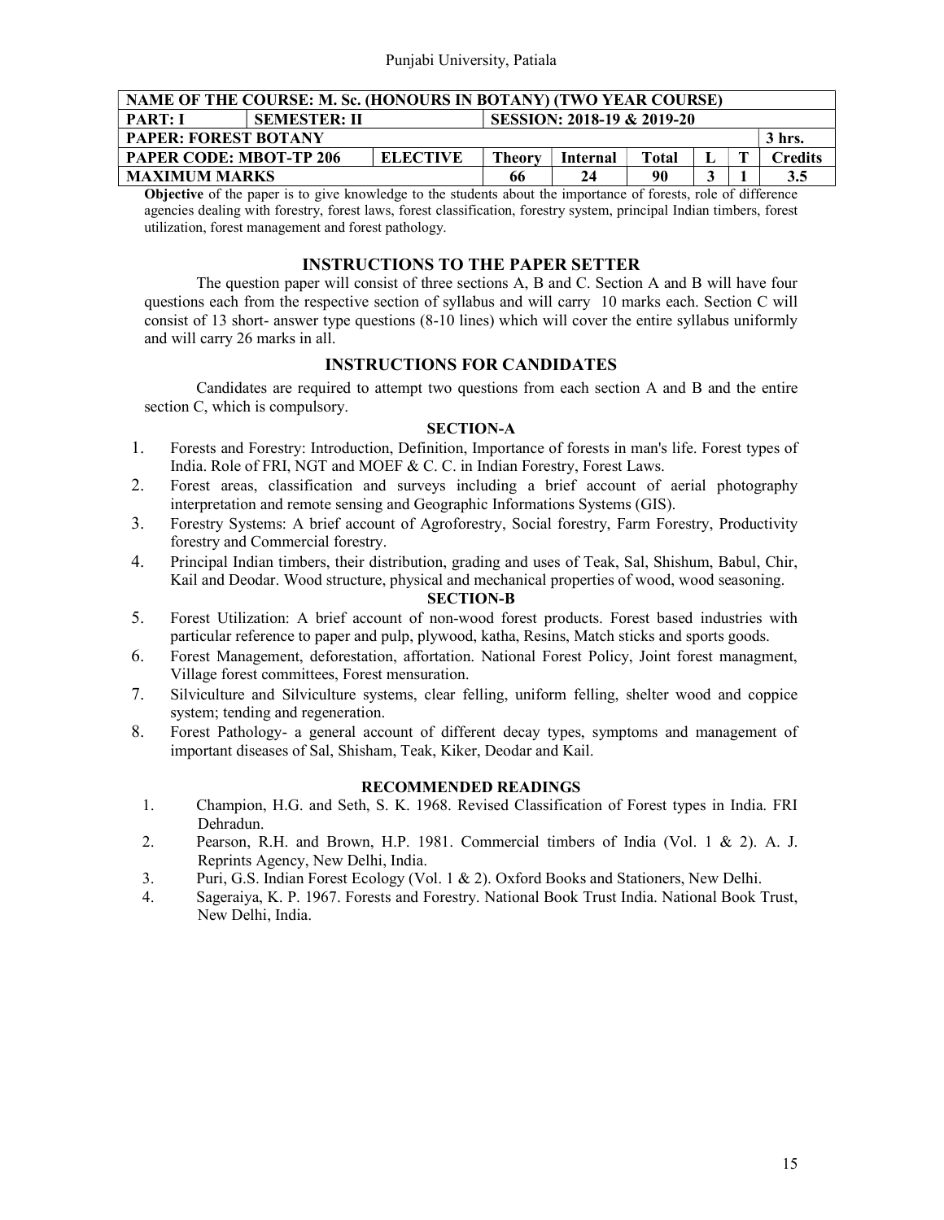| NAME OF THE COURSE: M. Sc. (HONOURS IN BOTANY) (TWO YEAR COURSE) | | | | | | | | | |
|---|---|---|---|---|---|---|---|---|---|
| **PART: I** | **SEMESTER: II** | | **SESSION: 2018-19 & 2019-20** | | | | | | |
| **PAPER: FOREST BOTANY** | | | | | | | | | **3 hrs.** |
| **PAPER CODE: MBOT-TP 206** | | **ELECTIVE** | **Theory** | **Internal** | **Total** | **L** | **T** | | **Credits** |
| **MAXIMUM MARKS** | | | **66** | **24** | **90** | **3** | **1** | | **3.5** |

**Objective** of the paper is to give knowledge to the students about the importance of forests, role of difference agencies dealing with forestry, forest laws, forest classification, forestry system, principal Indian timbers, forest utilization, forest management and forest pathology.

## INSTRUCTIONS TO THE PAPER SETTER

The question paper will consist of three sections A, B and C. Section A and B will have four questions each from the respective section of syllabus and will carry 10 marks each. Section C will consist of 13 short- answer type questions (8-10 lines) which will cover the entire syllabus uniformly and will carry 26 marks in all.

## INSTRUCTIONS FOR CANDIDATES

Candidates are required to attempt two questions from each section A and B and the entire section C, which is compulsory.

### SECTION-A

1. Forests and Forestry: Introduction, Definition, Importance of forests in man's life. Forest types of India. Role of FRI, NGT and MOEF & C. C. in Indian Forestry, Forest Laws.
2. Forest areas, classification and surveys including a brief account of aerial photography interpretation and remote sensing and Geographic Informations Systems (GIS).
3. Forestry Systems: A brief account of Agroforestry, Social forestry, Farm Forestry, Productivity forestry and Commercial forestry.
4. Principal Indian timbers, their distribution, grading and uses of Teak, Sal, Shishum, Babul, Chir, Kail and Deodar. Wood structure, physical and mechanical properties of wood, wood seasoning.

### SECTION-B

5. Forest Utilization: A brief account of non-wood forest products. Forest based industries with particular reference to paper and pulp, plywood, katha, Resins, Match sticks and sports goods.
6. Forest Management, deforestation, affortation. National Forest Policy, Joint forest managment, Village forest committees, Forest mensuration.
7. Silviculture and Silviculture systems, clear felling, uniform felling, shelter wood and coppice system; tending and regeneration.
8. Forest Pathology- a general account of different decay types, symptoms and management of important diseases of Sal, Shisham, Teak, Kiker, Deodar and Kail.

### RECOMMENDED READINGS

1. Champion, H.G. and Seth, S. K. 1968. Revised Classification of Forest types in India. FRI Dehradun.
2. Pearson, R.H. and Brown, H.P. 1981. Commercial timbers of India (Vol. 1 & 2). A. J. Reprints Agency, New Delhi, India.
3. Puri, G.S. Indian Forest Ecology (Vol. 1 & 2). Oxford Books and Stationers, New Delhi.
4. Sageraiya, K. P. 1967. Forests and Forestry. National Book Trust India. National Book Trust, New Delhi, India.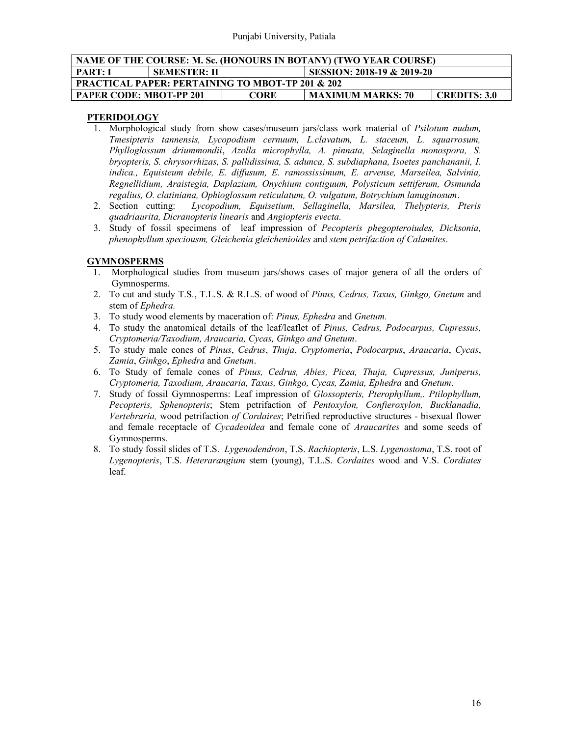| NAME OF THE COURSE: M. Sc. (HONOURS IN BOTANY) (TWO YEAR COURSE) | | | |
|---|---|---|---|
| PART: I | SEMESTER: II | SESSION: 2018-19 & 2019-20 | |
| PRACTICAL PAPER: PERTAINING TO MBOT-TP 201 & 202 | | | |
| PAPER CODE: MBOT-PP 201 | CORE | MAXIMUM MARKS: 70 | CREDITS: 3.0 |

**PTERIDOLOGY**

1. Morphological study from show cases/museum jars/class work material of *Psilotum nudum, Tmesipteris tannensis, Lycopodium cernuum, L.clavatum, L. staceum, L. squarrosum, Phylloglossum driummondii*, *Azolla microphylla, A. pinnata, Selaginella monospora, S. bryopteris, S. chrysorrhizas, S. pallidissima, S. adunca, S. subdiaphana, Isoetes panchananii, I. indica., Equisteum debile, E. diffusum, E. ramossissimum, E. arvense, Marseilea, Salvinia, Regnellidium, Araistegia, Daplazium, Onychium contiguum, Polysticum settiferum, Osmunda regalius, O. clatiniana, Ophioglossum reticulatum, O. vulgatum, Botrychium lanuginosum*.
2. Section cutting: *Lycopodium, Equisetium, Sellaginella, Marsilea, Thelypteris, Pteris quadriaurita, Dicranopteris linearis* and *Angiopteris evecta.*
3. Study of fossil specimens of leaf impression of *Pecopteris phegopteroiudes, Dicksonia, phenophyllum speciousm, Gleichenia gleichenioides* and *stem petrifaction of Calamites*.

**GYMNOSPERMS**

1. Morphological studies from museum jars/shows cases of major genera of all the orders of Gymnosperms.
2. To cut and study T.S., T.L.S. & R.L.S. of wood of *Pinus, Cedrus, Taxus, Ginkgo, Gnetum* and stem of *Ephedra.*
3. To study wood elements by maceration of: *Pinus, Ephedra* and *Gnetum.*
4. To study the anatomical details of the leaf/leaflet of *Pinus, Cedrus, Podocarpus, Cupressus, Cryptomeria/Taxodium, Araucaria, Cycas, Ginkgo and Gnetum*.
5. To study male cones of *Pinus*, *Cedrus*, *Thuja*, *Cryptomeria*, *Podocarpus*, *Araucaria*, *Cycas*, *Zamia*, *Ginkgo*, *Ephedra* and *Gnetum*.
6. To Study of female cones of *Pinus, Cedrus, Abies, Picea, Thuja, Cupressus, Juniperus, Cryptomeria, Taxodium, Araucaria, Taxus, Ginkgo, Cycas, Zamia, Ephedra* and *Gnetum*.
7. Study of fossil Gymnosperms: Leaf impression of *Glossopteris, Pterophyllum,. Ptilophyllum, Pecopteris, Sphenopteris*; Stem petrifaction of *Pentoxylon, Confieroxylon, Bucklanadia, Vertebraria,* wood petrifaction *of Cordaires*; Petrified reproductive structures - bisexual flower and female receptacle of *Cycadeoidea* and female cone of *Araucarites* and some seeds of Gymnosperms.
8. To study fossil slides of T.S. *Lygenodendron*, T.S. *Rachiopteris*, L.S. *Lygenostoma*, T.S. root of *Lygenopteris*, T.S. *Heterarangium* stem (young), T.L.S. *Cordaites* wood and V.S. *Cordiates* leaf.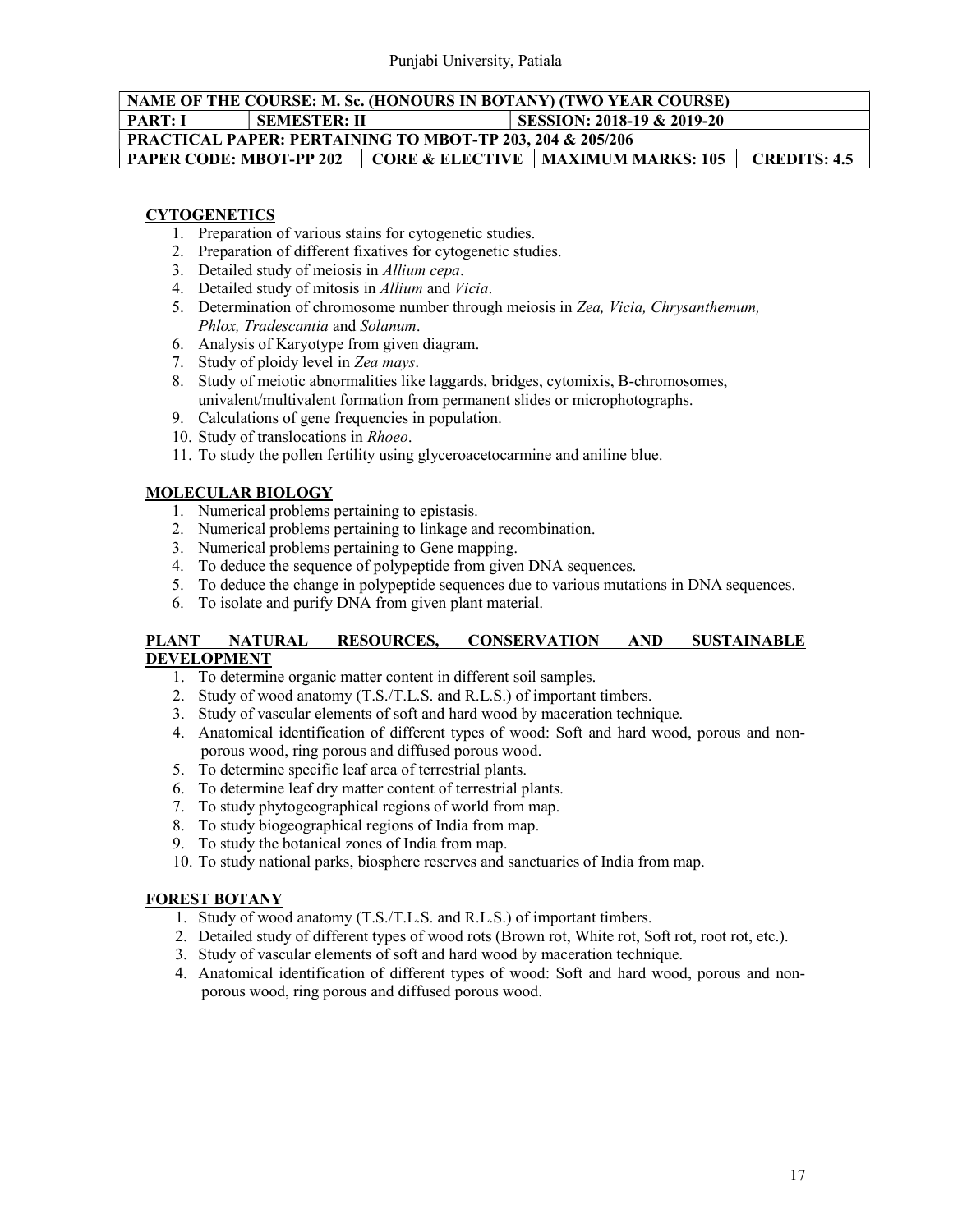| NAME OF THE COURSE: M. Sc. (HONOURS IN BOTANY) (TWO YEAR COURSE) | | | |
|---|---|---|---|
| PART: I | SEMESTER: II | SESSION: 2018-19 & 2019-20 | |
| PRACTICAL PAPER: PERTAINING TO MBOT-TP 203, 204 & 205/206 | | | |
| PAPER CODE: MBOT-PP 202 | CORE & ELECTIVE | MAXIMUM MARKS: 105 | CREDITS: 4.5 |

## CYTOGENETICS

1. Preparation of various stains for cytogenetic studies.
2. Preparation of different fixatives for cytogenetic studies.
3. Detailed study of meiosis in *Allium cepa*.
4. Detailed study of mitosis in *Allium* and *Vicia*.
5. Determination of chromosome number through meiosis in *Zea, Vicia, Chrysanthemum, Phlox, Tradescantia* and *Solanum*.
6. Analysis of Karyotype from given diagram.
7. Study of ploidy level in *Zea mays*.
8. Study of meiotic abnormalities like laggards, bridges, cytomixis, B-chromosomes, univalent/multivalent formation from permanent slides or microphotographs.
9. Calculations of gene frequencies in population.
10. Study of translocations in *Rhoeo*.
11. To study the pollen fertility using glyceroacetocarmine and aniline blue.

## MOLECULAR BIOLOGY

1. Numerical problems pertaining to epistasis.
2. Numerical problems pertaining to linkage and recombination.
3. Numerical problems pertaining to Gene mapping.
4. To deduce the sequence of polypeptide from given DNA sequences.
5. To deduce the change in polypeptide sequences due to various mutations in DNA sequences.
6. To isolate and purify DNA from given plant material.

## PLANT NATURAL RESOURCES, CONSERVATION AND SUSTAINABLE DEVELOPMENT

1. To determine organic matter content in different soil samples.
2. Study of wood anatomy (T.S./T.L.S. and R.L.S.) of important timbers.
3. Study of vascular elements of soft and hard wood by maceration technique.
4. Anatomical identification of different types of wood: Soft and hard wood, porous and non-porous wood, ring porous and diffused porous wood.
5. To determine specific leaf area of terrestrial plants.
6. To determine leaf dry matter content of terrestrial plants.
7. To study phytogeographical regions of world from map.
8. To study biogeographical regions of India from map.
9. To study the botanical zones of India from map.
10. To study national parks, biosphere reserves and sanctuaries of India from map.

## FOREST BOTANY

1. Study of wood anatomy (T.S./T.L.S. and R.L.S.) of important timbers.
2. Detailed study of different types of wood rots (Brown rot, White rot, Soft rot, root rot, etc.).
3. Study of vascular elements of soft and hard wood by maceration technique.
4. Anatomical identification of different types of wood: Soft and hard wood, porous and non-porous wood, ring porous and diffused porous wood.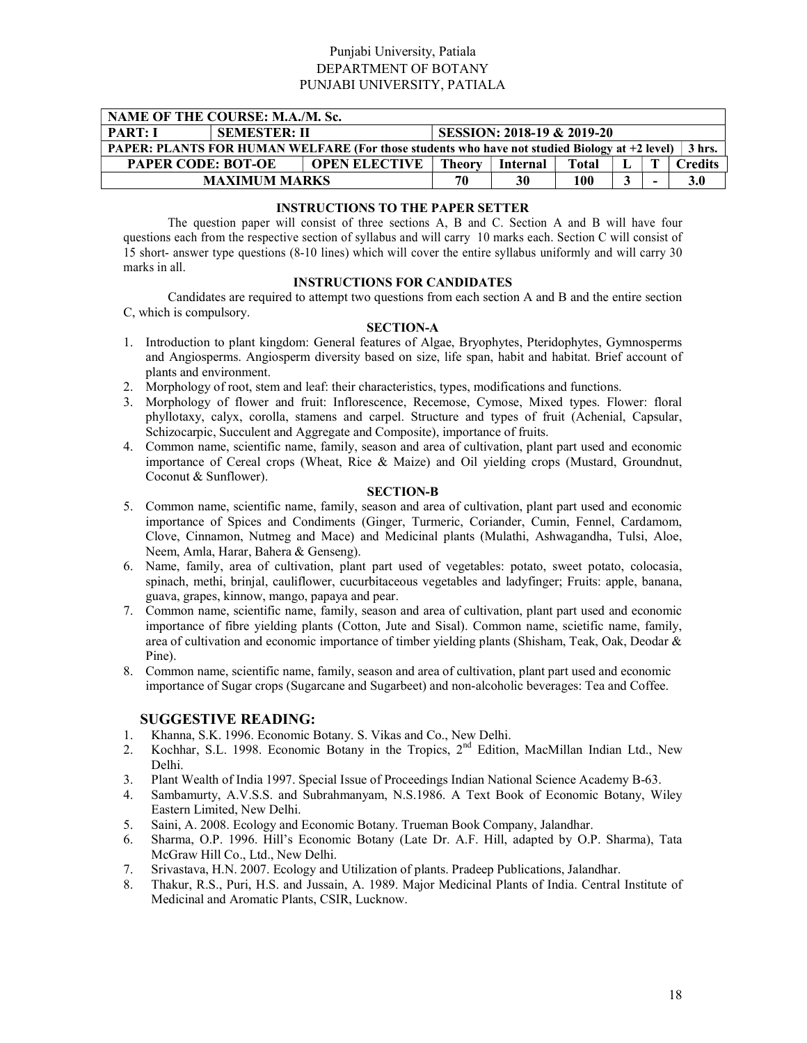Punjabi University, Patiala
DEPARTMENT OF BOTANY
PUNJABI UNIVERSITY, PATIALA

| NAME OF THE COURSE: M.A./M. Sc. | | | | | | | | |
|---|---|---|---|---|---|---|---|---|
| PART: I | SEMESTER: II | | SESSION: 2018-19 & 2019-20 | | | | | |
| PAPER: PLANTS FOR HUMAN WELFARE (For those students who have not studied Biology at +2 level) | | | | | | | | 3 hrs. |
| PAPER CODE: BOT-OE | OPEN ELECTIVE | | Theory | Internal | Total | L | T | Credits |
| MAXIMUM MARKS | | | 70 | 30 | 100 | 3 | - | 3.0 |

### INSTRUCTIONS TO THE PAPER SETTER

The question paper will consist of three sections A, B and C. Section A and B will have four questions each from the respective section of syllabus and will carry 10 marks each. Section C will consist of 15 short- answer type questions (8-10 lines) which will cover the entire syllabus uniformly and will carry 30 marks in all.

### INSTRUCTIONS FOR CANDIDATES

Candidates are required to attempt two questions from each section A and B and the entire section C, which is compulsory.

### SECTION-A

1. Introduction to plant kingdom: General features of Algae, Bryophytes, Pteridophytes, Gymnosperms and Angiosperms. Angiosperm diversity based on size, life span, habit and habitat. Brief account of plants and environment.
2. Morphology of root, stem and leaf: their characteristics, types, modifications and functions.
3. Morphology of flower and fruit: Inflorescence, Recemose, Cymose, Mixed types. Flower: floral phyllotaxy, calyx, corolla, stamens and carpel. Structure and types of fruit (Achenial, Capsular, Schizocarpic, Succulent and Aggregate and Composite), importance of fruits.
4. Common name, scientific name, family, season and area of cultivation, plant part used and economic importance of Cereal crops (Wheat, Rice & Maize) and Oil yielding crops (Mustard, Groundnut, Coconut & Sunflower).

### SECTION-B

5. Common name, scientific name, family, season and area of cultivation, plant part used and economic importance of Spices and Condiments (Ginger, Turmeric, Coriander, Cumin, Fennel, Cardamom, Clove, Cinnamon, Nutmeg and Mace) and Medicinal plants (Mulathi, Ashwagandha, Tulsi, Aloe, Neem, Amla, Harar, Bahera & Genseng).
6. Name, family, area of cultivation, plant part used of vegetables: potato, sweet potato, colocasia, spinach, methi, brinjal, cauliflower, cucurbitaceous vegetables and ladyfinger; Fruits: apple, banana, guava, grapes, kinnow, mango, papaya and pear.
7. Common name, scientific name, family, season and area of cultivation, plant part used and economic importance of fibre yielding plants (Cotton, Jute and Sisal). Common name, scietific name, family, area of cultivation and economic importance of timber yielding plants (Shisham, Teak, Oak, Deodar & Pine).
8. Common name, scientific name, family, season and area of cultivation, plant part used and economic importance of Sugar crops (Sugarcane and Sugarbeet) and non-alcoholic beverages: Tea and Coffee.

### SUGGESTIVE READING:

1. Khanna, S.K. 1996. Economic Botany. S. Vikas and Co., New Delhi.
2. Kochhar, S.L. 1998. Economic Botany in the Tropics, 2nd Edition, MacMillan Indian Ltd., New Delhi.
3. Plant Wealth of India 1997. Special Issue of Proceedings Indian National Science Academy B-63.
4. Sambamurty, A.V.S.S. and Subrahmanyam, N.S.1986. A Text Book of Economic Botany, Wiley Eastern Limited, New Delhi.
5. Saini, A. 2008. Ecology and Economic Botany. Trueman Book Company, Jalandhar.
6. Sharma, O.P. 1996. Hill's Economic Botany (Late Dr. A.F. Hill, adapted by O.P. Sharma), Tata McGraw Hill Co., Ltd., New Delhi.
7. Srivastava, H.N. 2007. Ecology and Utilization of plants. Pradeep Publications, Jalandhar.
8. Thakur, R.S., Puri, H.S. and Jussain, A. 1989. Major Medicinal Plants of India. Central Institute of Medicinal and Aromatic Plants, CSIR, Lucknow.